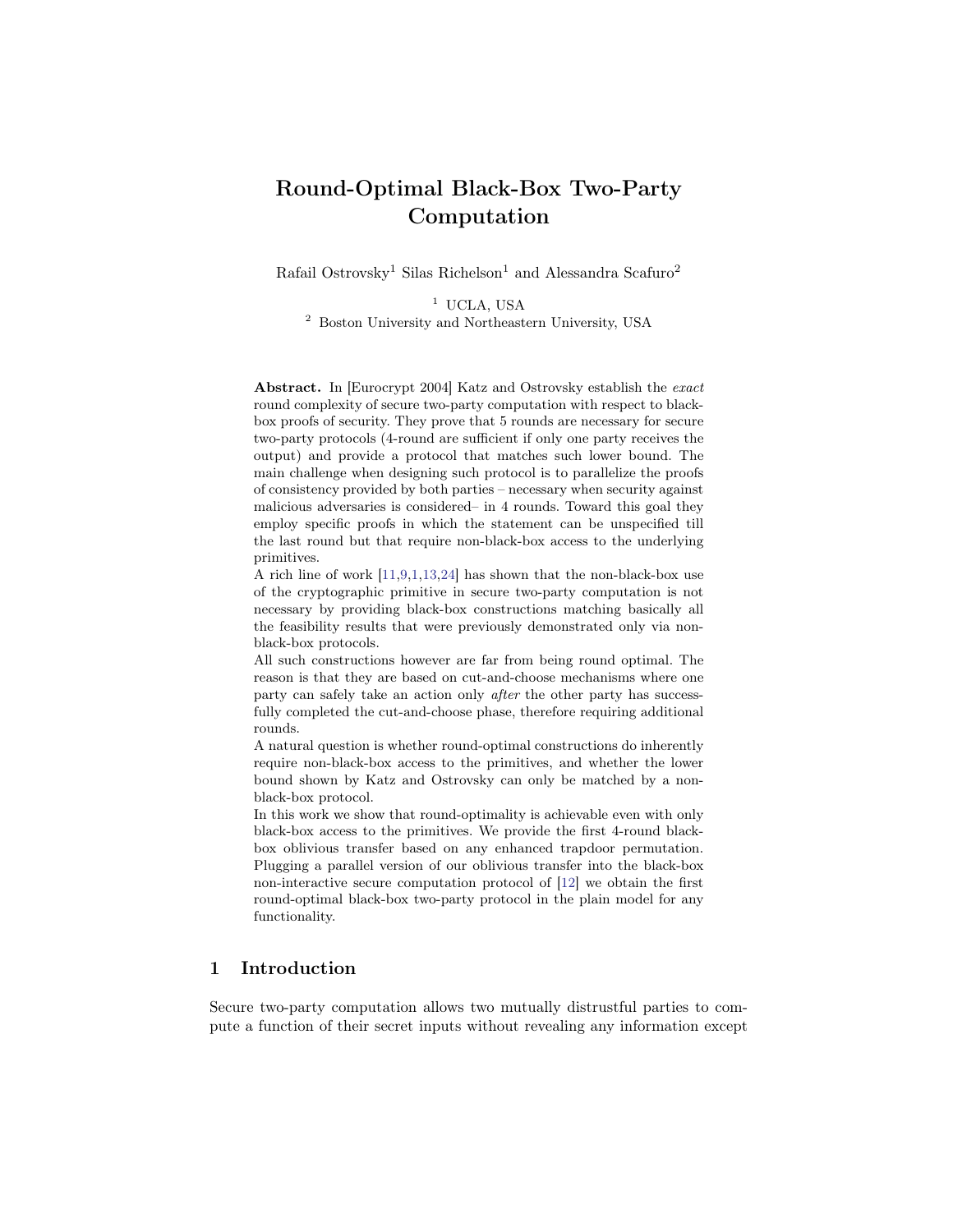# Round-Optimal Black-Box Two-Party Computation

Rafail Ostrovsky[1] Silas Richelson[1] and Alessandra Scafuro[2]

[1] UCLA, USA
[2] Boston University and Northeastern University, USA

**Abstract.** In [Eurocrypt 2004] Katz and Ostrovsky establish the *exact* round complexity of secure two-party computation with respect to black-box proofs of security. They prove that 5 rounds are necessary for secure two-party protocols (4-round are sufficient if only one party receives the output) and provide a protocol that matches such lower bound. The main challenge when designing such protocol is to parallelize the proofs of consistency provided by both parties – necessary when security against malicious adversaries is considered– in 4 rounds. Toward this goal they employ specific proofs in which the statement can be unspecified till the last round but that require non-black-box access to the underlying primitives.

A rich line of work [11,9,1,13,24] has shown that the non-black-box use of the cryptographic primitive in secure two-party computation is not necessary by providing black-box constructions matching basically all the feasibility results that were previously demonstrated only via non-black-box protocols.

All such constructions however are far from being round optimal. The reason is that they are based on cut-and-choose mechanisms where one party can safely take an action only *after* the other party has successfully completed the cut-and-choose phase, therefore requiring additional rounds.

A natural question is whether round-optimal constructions do inherently require non-black-box access to the primitives, and whether the lower bound shown by Katz and Ostrovsky can only be matched by a non-black-box protocol.

In this work we show that round-optimality is achievable even with only black-box access to the primitives. We provide the first 4-round black-box oblivious transfer based on any enhanced trapdoor permutation. Plugging a parallel version of our oblivious transfer into the black-box non-interactive secure computation protocol of [12] we obtain the first round-optimal black-box two-party protocol in the plain model for any functionality.

## 1 Introduction

Secure two-party computation allows two mutually distrustful parties to compute a function of their secret inputs without revealing any information except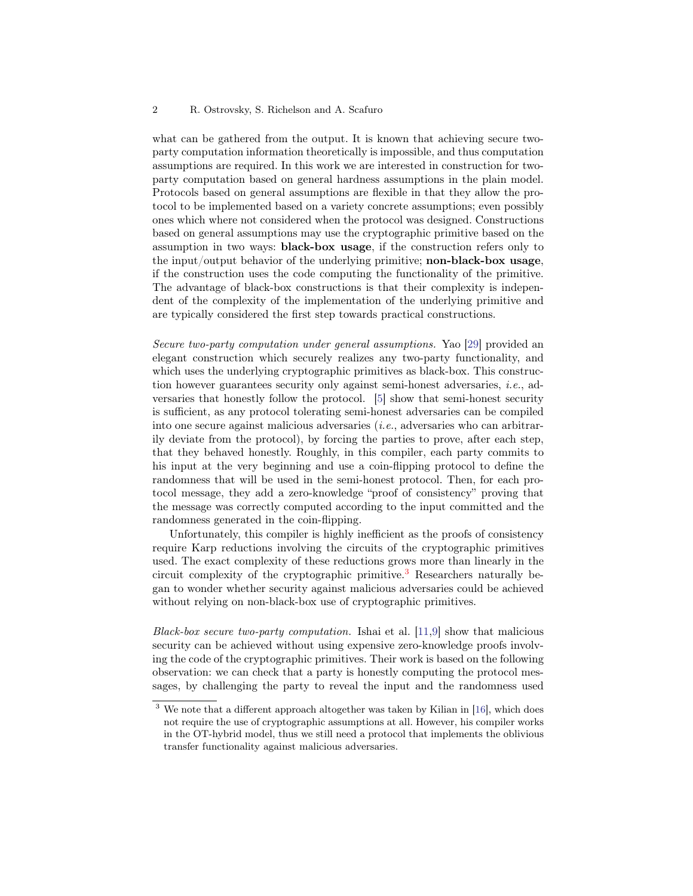what can be gathered from the output. It is known that achieving secure two-party computation information theoretically is impossible, and thus computation assumptions are required. In this work we are interested in construction for two-party computation based on general hardness assumptions in the plain model. Protocols based on general assumptions are flexible in that they allow the protocol to be implemented based on a variety concrete assumptions; even possibly ones which where not considered when the protocol was designed. Constructions based on general assumptions may use the cryptographic primitive based on the assumption in two ways: **black-box usage**, if the construction refers only to the input/output behavior of the underlying primitive; **non-black-box usage**, if the construction uses the code computing the functionality of the primitive. The advantage of black-box constructions is that their complexity is independent of the complexity of the implementation of the underlying primitive and are typically considered the first step towards practical constructions.

*Secure two-party computation under general assumptions.* Yao [29] provided an elegant construction which securely realizes any two-party functionality, and which uses the underlying cryptographic primitives as black-box. This construction however guarantees security only against semi-honest adversaries, *i.e.*, adversaries that honestly follow the protocol. [5] show that semi-honest security is sufficient, as any protocol tolerating semi-honest adversaries can be compiled into one secure against malicious adversaries (*i.e.*, adversaries who can arbitrarily deviate from the protocol), by forcing the parties to prove, after each step, that they behaved honestly. Roughly, in this compiler, each party commits to his input at the very beginning and use a coin-flipping protocol to define the randomness that will be used in the semi-honest protocol. Then, for each protocol message, they add a zero-knowledge "proof of consistency" proving that the message was correctly computed according to the input committed and the randomness generated in the coin-flipping.

Unfortunately, this compiler is highly inefficient as the proofs of consistency require Karp reductions involving the circuits of the cryptographic primitives used. The exact complexity of these reductions grows more than linearly in the circuit complexity of the cryptographic primitive.[3] Researchers naturally began to wonder whether security against malicious adversaries could be achieved without relying on non-black-box use of cryptographic primitives.

*Black-box secure two-party computation.* Ishai et al. [11,9] show that malicious security can be achieved without using expensive zero-knowledge proofs involving the code of the cryptographic primitives. Their work is based on the following observation: we can check that a party is honestly computing the protocol messages, by challenging the party to reveal the input and the randomness used

[3] We note that a different approach altogether was taken by Kilian in [16], which does not require the use of cryptographic assumptions at all. However, his compiler works in the OT-hybrid model, thus we still need a protocol that implements the oblivious transfer functionality against malicious adversaries.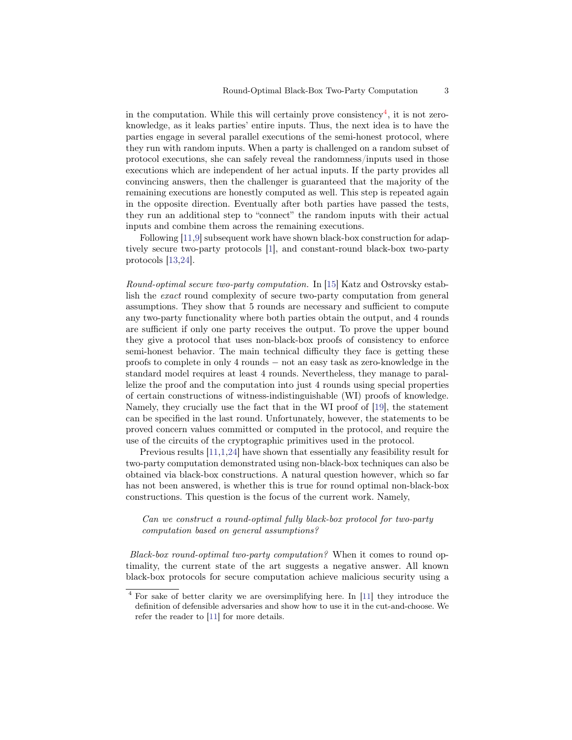in the computation. While this will certainly prove consistency[4], it is not zero-knowledge, as it leaks parties' entire inputs. Thus, the next idea is to have the parties engage in several parallel executions of the semi-honest protocol, where they run with random inputs. When a party is challenged on a random subset of protocol executions, she can safely reveal the randomness/inputs used in those executions which are independent of her actual inputs. If the party provides all convincing answers, then the challenger is guaranteed that the majority of the remaining executions are honestly computed as well. This step is repeated again in the opposite direction. Eventually after both parties have passed the tests, they run an additional step to "connect" the random inputs with their actual inputs and combine them across the remaining executions.

Following [11,9] subsequent work have shown black-box construction for adaptively secure two-party protocols [1], and constant-round black-box two-party protocols [13,24].

*Round-optimal secure two-party computation.* In [15] Katz and Ostrovsky establish the *exact* round complexity of secure two-party computation from general assumptions. They show that 5 rounds are necessary and sufficient to compute any two-party functionality where both parties obtain the output, and 4 rounds are sufficient if only one party receives the output. To prove the upper bound they give a protocol that uses non-black-box proofs of consistency to enforce semi-honest behavior. The main technical difficulty they face is getting these proofs to complete in only 4 rounds − not an easy task as zero-knowledge in the standard model requires at least 4 rounds. Nevertheless, they manage to parallelize the proof and the computation into just 4 rounds using special properties of certain constructions of witness-indistinguishable (WI) proofs of knowledge. Namely, they crucially use the fact that in the WI proof of [19], the statement can be specified in the last round. Unfortunately, however, the statements to be proved concern values committed or computed in the protocol, and require the use of the circuits of the cryptographic primitives used in the protocol.

Previous results [11,1,24] have shown that essentially any feasibility result for two-party computation demonstrated using non-black-box techniques can also be obtained via black-box constructions. A natural question however, which so far has not been answered, is whether this is true for round optimal non-black-box constructions. This question is the focus of the current work. Namely,

> *Can we construct a round-optimal fully black-box protocol for two-party computation based on general assumptions?*

*Black-box round-optimal two-party computation?* When it comes to round optimality, the current state of the art suggests a negative answer. All known black-box protocols for secure computation achieve malicious security using a

[4] For sake of better clarity we are oversimplifying here. In [11] they introduce the definition of defensible adversaries and show how to use it in the cut-and-choose. We refer the reader to [11] for more details.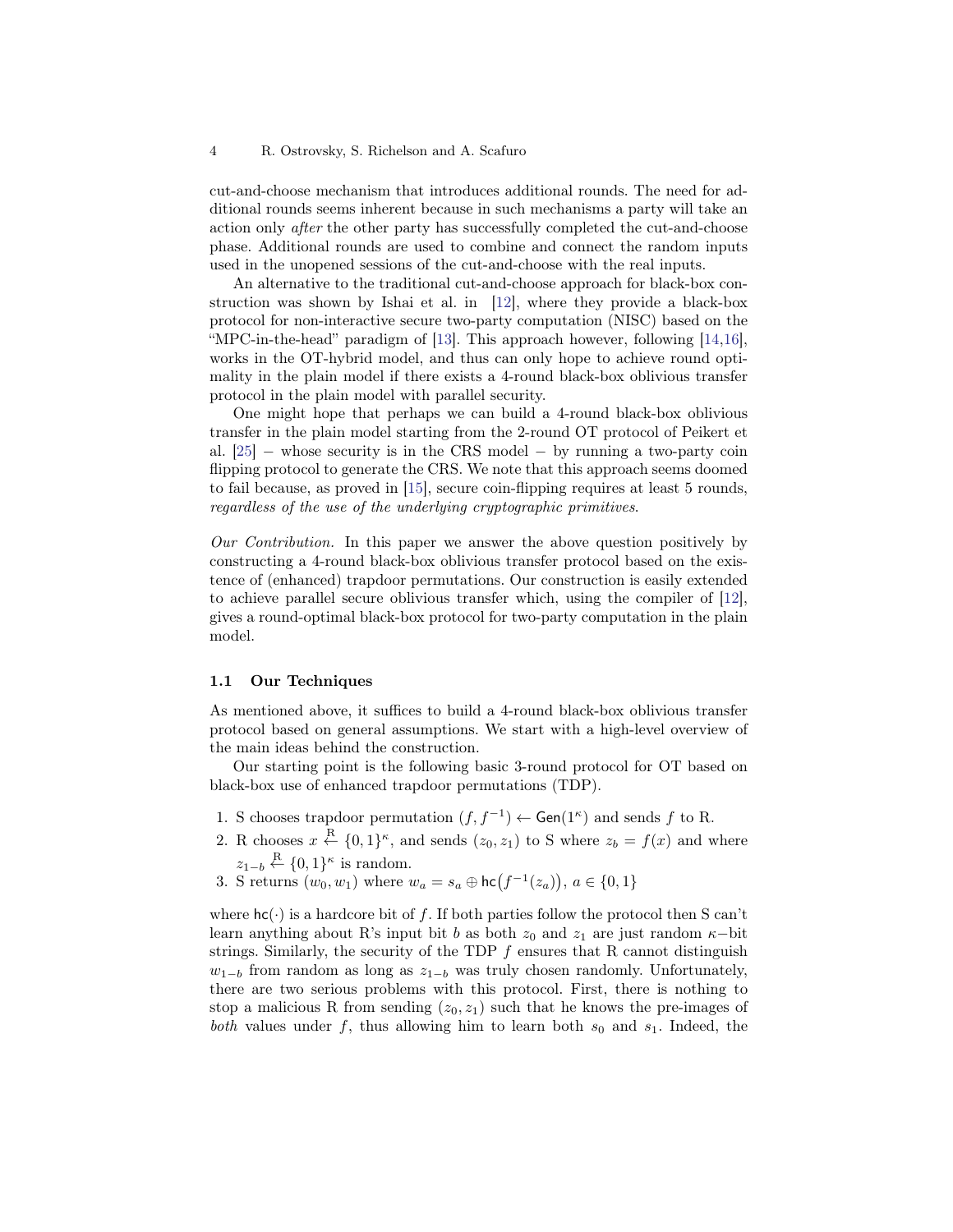cut-and-choose mechanism that introduces additional rounds. The need for additional rounds seems inherent because in such mechanisms a party will take an action only *after* the other party has successfully completed the cut-and-choose phase. Additional rounds are used to combine and connect the random inputs used in the unopened sessions of the cut-and-choose with the real inputs.

An alternative to the traditional cut-and-choose approach for black-box construction was shown by Ishai et al. in [12], where they provide a black-box protocol for non-interactive secure two-party computation (NISC) based on the "MPC-in-the-head" paradigm of [13]. This approach however, following [14,16], works in the OT-hybrid model, and thus can only hope to achieve round optimality in the plain model if there exists a 4-round black-box oblivious transfer protocol in the plain model with parallel security.

One might hope that perhaps we can build a 4-round black-box oblivious transfer in the plain model starting from the 2-round OT protocol of Peikert et al. [25] − whose security is in the CRS model − by running a two-party coin flipping protocol to generate the CRS. We note that this approach seems doomed to fail because, as proved in [15], secure coin-flipping requires at least 5 rounds, *regardless of the use of the underlying cryptographic primitives*.

*Our Contribution.* In this paper we answer the above question positively by constructing a 4-round black-box oblivious transfer protocol based on the existence of (enhanced) trapdoor permutations. Our construction is easily extended to achieve parallel secure oblivious transfer which, using the compiler of [12], gives a round-optimal black-box protocol for two-party computation in the plain model.

### 1.1 Our Techniques

As mentioned above, it suffices to build a 4-round black-box oblivious transfer protocol based on general assumptions. We start with a high-level overview of the main ideas behind the construction.

Our starting point is the following basic 3-round protocol for OT based on black-box use of enhanced trapdoor permutations (TDP).

1. S chooses trapdoor permutation $(f, f^{-1}) \leftarrow \mathsf{Gen}(1^\kappa)$ and sends $f$ to R.
2. R chooses $x \stackrel{R}{\leftarrow} \{0,1\}^\kappa$, and sends $(z_0, z_1)$ to S where $z_b = f(x)$ and where $z_{1-b} \stackrel{R}{\leftarrow} \{0,1\}^\kappa$ is random.
3. S returns $(w_0, w_1)$ where $w_a = s_a \oplus \mathsf{hc}\big(f^{-1}(z_a)\big)$, $a \in \{0,1\}$

where $\mathsf{hc}(\cdot)$ is a hardcore bit of $f$. If both parties follow the protocol then S can't learn anything about R's input bit $b$ as both $z_0$ and $z_1$ are just random $\kappa$−bit strings. Similarly, the security of the TDP $f$ ensures that R cannot distinguish $w_{1-b}$ from random as long as $z_{1-b}$ was truly chosen randomly. Unfortunately, there are two serious problems with this protocol. First, there is nothing to stop a malicious R from sending $(z_0, z_1)$ such that he knows the pre-images of *both* values under $f$, thus allowing him to learn both $s_0$ and $s_1$. Indeed, the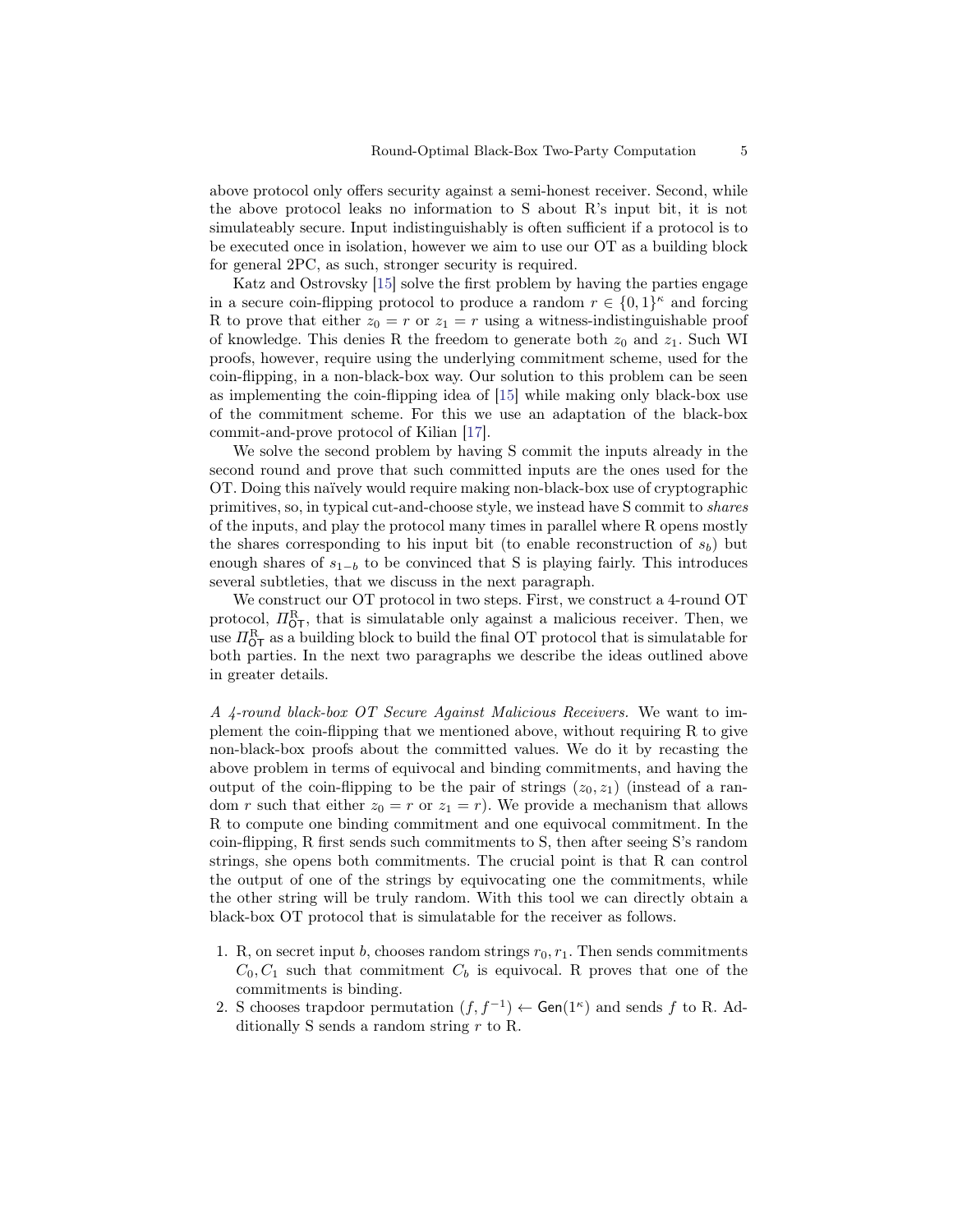above protocol only offers security against a semi-honest receiver. Second, while the above protocol leaks no information to S about R's input bit, it is not simulateably secure. Input indistinguishably is often sufficient if a protocol is to be executed once in isolation, however we aim to use our OT as a building block for general 2PC, as such, stronger security is required.

Katz and Ostrovsky [15] solve the first problem by having the parties engage in a secure coin-flipping protocol to produce a random $r \in \{0,1\}^\kappa$ and forcing R to prove that either $z_0 = r$ or $z_1 = r$ using a witness-indistinguishable proof of knowledge. This denies R the freedom to generate both $z_0$ and $z_1$. Such WI proofs, however, require using the underlying commitment scheme, used for the coin-flipping, in a non-black-box way. Our solution to this problem can be seen as implementing the coin-flipping idea of [15] while making only black-box use of the commitment scheme. For this we use an adaptation of the black-box commit-and-prove protocol of Kilian [17].

We solve the second problem by having S commit the inputs already in the second round and prove that such committed inputs are the ones used for the OT. Doing this naïvely would require making non-black-box use of cryptographic primitives, so, in typical cut-and-choose style, we instead have S commit to *shares* of the inputs, and play the protocol many times in parallel where R opens mostly the shares corresponding to his input bit (to enable reconstruction of $s_b$) but enough shares of $s_{1-b}$ to be convinced that S is playing fairly. This introduces several subtleties, that we discuss in the next paragraph.

We construct our OT protocol in two steps. First, we construct a 4-round OT protocol, $\Pi^{\mathrm{R}}_{\mathsf{OT}}$, that is simulatable only against a malicious receiver. Then, we use $\Pi^{\mathrm{R}}_{\mathsf{OT}}$ as a building block to build the final OT protocol that is simulatable for both parties. In the next two paragraphs we describe the ideas outlined above in greater details.

*A 4-round black-box OT Secure Against Malicious Receivers.* We want to implement the coin-flipping that we mentioned above, without requiring R to give non-black-box proofs about the committed values. We do it by recasting the above problem in terms of equivocal and binding commitments, and having the output of the coin-flipping to be the pair of strings $(z_0, z_1)$ (instead of a random $r$ such that either $z_0 = r$ or $z_1 = r$). We provide a mechanism that allows R to compute one binding commitment and one equivocal commitment. In the coin-flipping, R first sends such commitments to S, then after seeing S's random strings, she opens both commitments. The crucial point is that R can control the output of one of the strings by equivocating one the commitments, while the other string will be truly random. With this tool we can directly obtain a black-box OT protocol that is simulatable for the receiver as follows.

1. R, on secret input $b$, chooses random strings $r_0, r_1$. Then sends commitments $C_0, C_1$ such that commitment $C_b$ is equivocal. R proves that one of the commitments is binding.
2. S chooses trapdoor permutation $(f, f^{-1}) \leftarrow \mathsf{Gen}(1^\kappa)$ and sends $f$ to R. Additionally S sends a random string $r$ to R.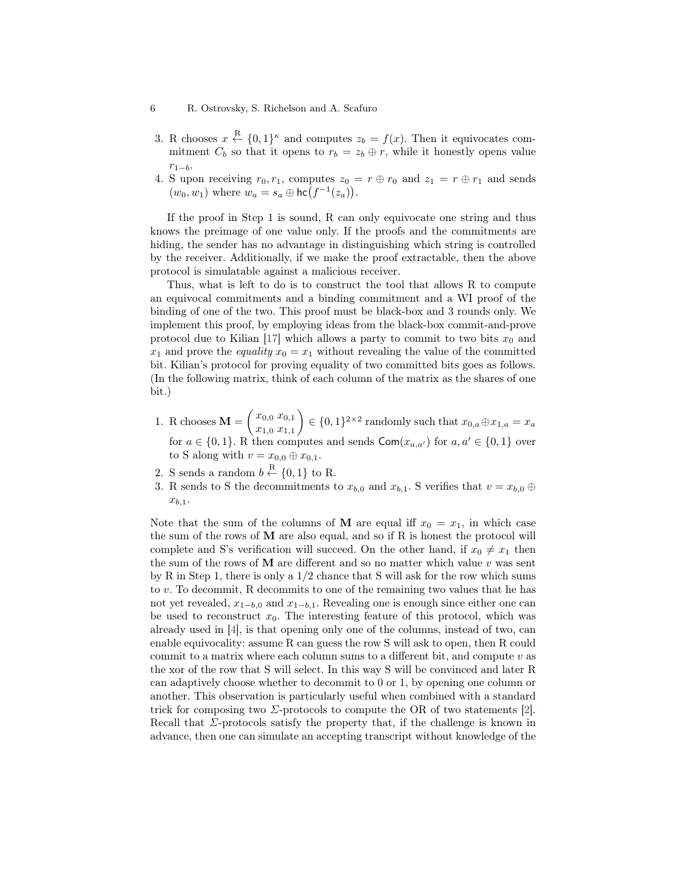3. R chooses $x \xleftarrow{R} \{0,1\}^\kappa$ and computes $z_b = f(x)$. Then it equivocates commitment $C_b$ so that it opens to $r_b = z_b \oplus r$, while it honestly opens value $r_{1-b}$.
4. S upon receiving $r_0, r_1$, computes $z_0 = r \oplus r_0$ and $z_1 = r \oplus r_1$ and sends $(w_0, w_1)$ where $w_a = s_a \oplus \mathsf{hc}\big(f^{-1}(z_a)\big)$.

If the proof in Step 1 is sound, R can only equivocate one string and thus knows the preimage of one value only. If the proofs and the commitments are hiding, the sender has no advantage in distinguishing which string is controlled by the receiver. Additionally, if we make the proof extractable, then the above protocol is simulatable against a malicious receiver.

Thus, what is left to do is to construct the tool that allows R to compute an equivocal commitments and a binding commitment and a WI proof of the binding of one of the two. This proof must be black-box and 3 rounds only. We implement this proof, by employing ideas from the black-box commit-and-prove protocol due to Kilian [17] which allows a party to commit to two bits $x_0$ and $x_1$ and prove the *equality* $x_0 = x_1$ without revealing the value of the committed bit. Kilian's protocol for proving equality of two committed bits goes as follows. (In the following matrix, think of each column of the matrix as the shares of one bit.)

1. R chooses $\mathbf{M} = \begin{pmatrix} x_{0,0} & x_{0,1} \\ x_{1,0} & x_{1,1} \end{pmatrix} \in \{0,1\}^{2\times 2}$ randomly such that $x_{0,a} \oplus x_{1,a} = x_a$ for $a \in \{0,1\}$. R then computes and sends $\mathsf{Com}(x_{a,a'})$ for $a, a' \in \{0,1\}$ over to S along with $v = x_{0,0} \oplus x_{0,1}$.
2. S sends a random $b \xleftarrow{R} \{0,1\}$ to R.
3. R sends to S the decommitments to $x_{b,0}$ and $x_{b,1}$. S verifies that $v = x_{b,0} \oplus x_{b,1}$.

Note that the sum of the columns of $\mathbf{M}$ are equal iff $x_0 = x_1$, in which case the sum of the rows of $\mathbf{M}$ are also equal, and so if R is honest the protocol will complete and S's verification will succeed. On the other hand, if $x_0 \neq x_1$ then the sum of the rows of $\mathbf{M}$ are different and so no matter which value $v$ was sent by R in Step 1, there is only a 1/2 chance that S will ask for the row which sums to $v$. To decommit, R decommits to one of the remaining two values that he has not yet revealed, $x_{1-b,0}$ and $x_{1-b,1}$. Revealing one is enough since either one can be used to reconstruct $x_0$. The interesting feature of this protocol, which was already used in [4], is that opening only one of the columns, instead of two, can enable equivocality: assume R can guess the row S will ask to open, then R could commit to a matrix where each column sums to a different bit, and compute $v$ as the xor of the row that S will select. In this way S will be convinced and later R can adaptively choose whether to decommit to 0 or 1, by opening one column or another. This observation is particularly useful when combined with a standard trick for composing two $\Sigma$-protocols to compute the OR of two statements [2]. Recall that $\Sigma$-protocols satisfy the property that, if the challenge is known in advance, then one can simulate an accepting transcript without knowledge of the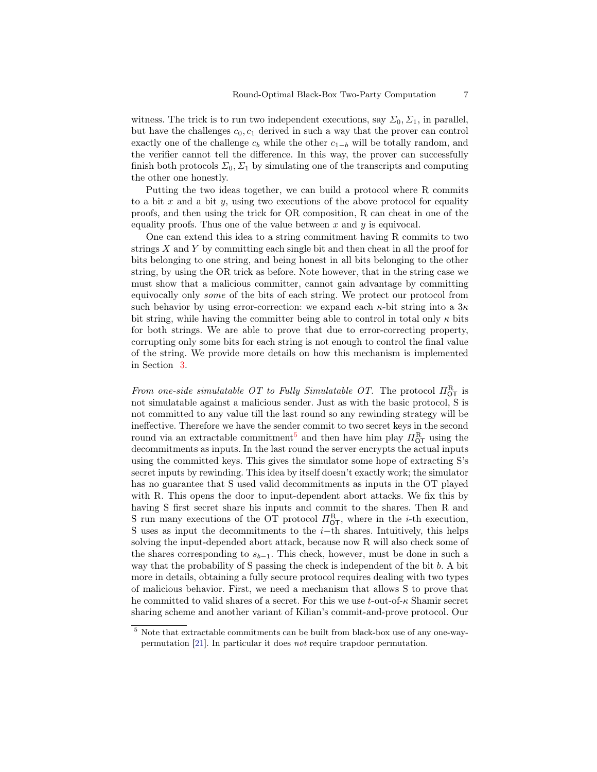witness. The trick is to run two independent executions, say $\Sigma_0, \Sigma_1$, in parallel, but have the challenges $c_0, c_1$ derived in such a way that the prover can control exactly one of the challenge $c_b$ while the other $c_{1-b}$ will be totally random, and the verifier cannot tell the difference. In this way, the prover can successfully finish both protocols $\Sigma_0, \Sigma_1$ by simulating one of the transcripts and computing the other one honestly.

Putting the two ideas together, we can build a protocol where R commits to a bit $x$ and a bit $y$, using two executions of the above protocol for equality proofs, and then using the trick for OR composition, R can cheat in one of the equality proofs. Thus one of the value between $x$ and $y$ is equivocal.

One can extend this idea to a string commitment having R commits to two strings $X$ and $Y$ by committing each single bit and then cheat in all the proof for bits belonging to one string, and being honest in all bits belonging to the other string, by using the OR trick as before. Note however, that in the string case we must show that a malicious committer, cannot gain advantage by committing equivocally only *some* of the bits of each string. We protect our protocol from such behavior by using error-correction: we expand each $\kappa$-bit string into a $3\kappa$ bit string, while having the committer being able to control in total only $\kappa$ bits for both strings. We are able to prove that due to error-correcting property, corrupting only some bits for each string is not enough to control the final value of the string. We provide more details on how this mechanism is implemented in Section 3.

*From one-side simulatable OT to Fully Simulatable OT.* The protocol $\Pi^{\mathrm{R}}_{\mathsf{OT}}$ is not simulatable against a malicious sender. Just as with the basic protocol, S is not committed to any value till the last round so any rewinding strategy will be ineffective. Therefore we have the sender commit to two secret keys in the second round via an extractable commitment[5] and then have him play $\Pi^{\mathrm{R}}_{\mathsf{OT}}$ using the decommitments as inputs. In the last round the server encrypts the actual inputs using the committed keys. This gives the simulator some hope of extracting S's secret inputs by rewinding. This idea by itself doesn't exactly work; the simulator has no guarantee that S used valid decommitments as inputs in the OT played with R. This opens the door to input-dependent abort attacks. We fix this by having S first secret share his inputs and commit to the shares. Then R and S run many executions of the OT protocol $\Pi^{\mathrm{R}}_{\mathsf{OT}}$, where in the $i$-th execution, S uses as input the decommitments to the $i$−th shares. Intuitively, this helps solving the input-depended abort attack, because now R will also check some of the shares corresponding to $s_{b-1}$. This check, however, must be done in such a way that the probability of S passing the check is independent of the bit $b$. A bit more in details, obtaining a fully secure protocol requires dealing with two types of malicious behavior. First, we need a mechanism that allows S to prove that he committed to valid shares of a secret. For this we use $t$-out-of-$\kappa$ Shamir secret sharing scheme and another variant of Kilian's commit-and-prove protocol. Our

[5] Note that extractable commitments can be built from black-box use of any one-way-permutation [21]. In particular it does *not* require trapdoor permutation.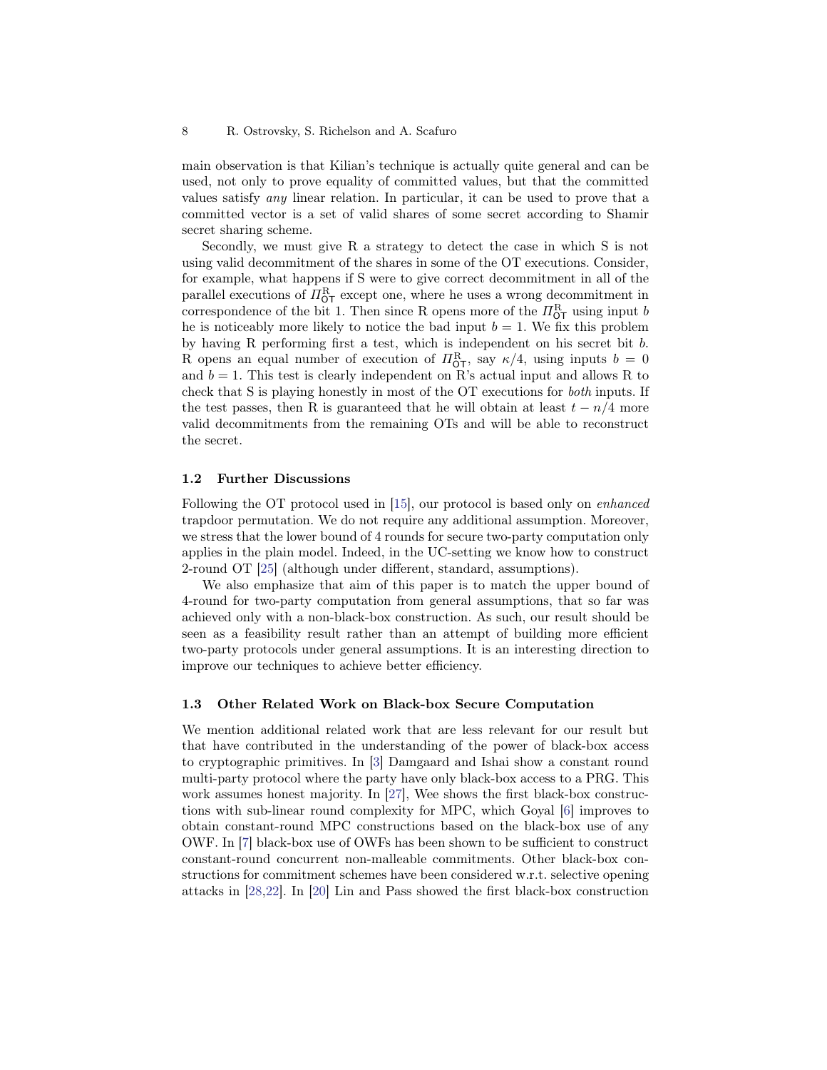main observation is that Kilian's technique is actually quite general and can be used, not only to prove equality of committed values, but that the committed values satisfy *any* linear relation. In particular, it can be used to prove that a committed vector is a set of valid shares of some secret according to Shamir secret sharing scheme.

Secondly, we must give R a strategy to detect the case in which S is not using valid decommitment of the shares in some of the OT executions. Consider, for example, what happens if S were to give correct decommitment in all of the parallel executions of $\Pi^{\mathrm{R}}_{\mathsf{OT}}$ except one, where he uses a wrong decommitment in correspondence of the bit 1. Then since R opens more of the $\Pi^{\mathrm{R}}_{\mathsf{OT}}$ using input $b$ he is noticeably more likely to notice the bad input $b = 1$. We fix this problem by having R performing first a test, which is independent on his secret bit $b$. R opens an equal number of execution of $\Pi^{\mathrm{R}}_{\mathsf{OT}}$, say $\kappa/4$, using inputs $b = 0$ and $b = 1$. This test is clearly independent on R's actual input and allows R to check that S is playing honestly in most of the OT executions for *both* inputs. If the test passes, then R is guaranteed that he will obtain at least $t - n/4$ more valid decommitments from the remaining OTs and will be able to reconstruct the secret.

### 1.2 Further Discussions

Following the OT protocol used in [15], our protocol is based only on *enhanced* trapdoor permutation. We do not require any additional assumption. Moreover, we stress that the lower bound of 4 rounds for secure two-party computation only applies in the plain model. Indeed, in the UC-setting we know how to construct 2-round OT [25] (although under different, standard, assumptions).

We also emphasize that aim of this paper is to match the upper bound of 4-round for two-party computation from general assumptions, that so far was achieved only with a non-black-box construction. As such, our result should be seen as a feasibility result rather than an attempt of building more efficient two-party protocols under general assumptions. It is an interesting direction to improve our techniques to achieve better efficiency.

### 1.3 Other Related Work on Black-box Secure Computation

We mention additional related work that are less relevant for our result but that have contributed in the understanding of the power of black-box access to cryptographic primitives. In [3] Damgaard and Ishai show a constant round multi-party protocol where the party have only black-box access to a PRG. This work assumes honest majority. In [27], Wee shows the first black-box constructions with sub-linear round complexity for MPC, which Goyal [6] improves to obtain constant-round MPC constructions based on the black-box use of any OWF. In [7] black-box use of OWFs has been shown to be sufficient to construct constant-round concurrent non-malleable commitments. Other black-box constructions for commitment schemes have been considered w.r.t. selective opening attacks in [28,22]. In [20] Lin and Pass showed the first black-box construction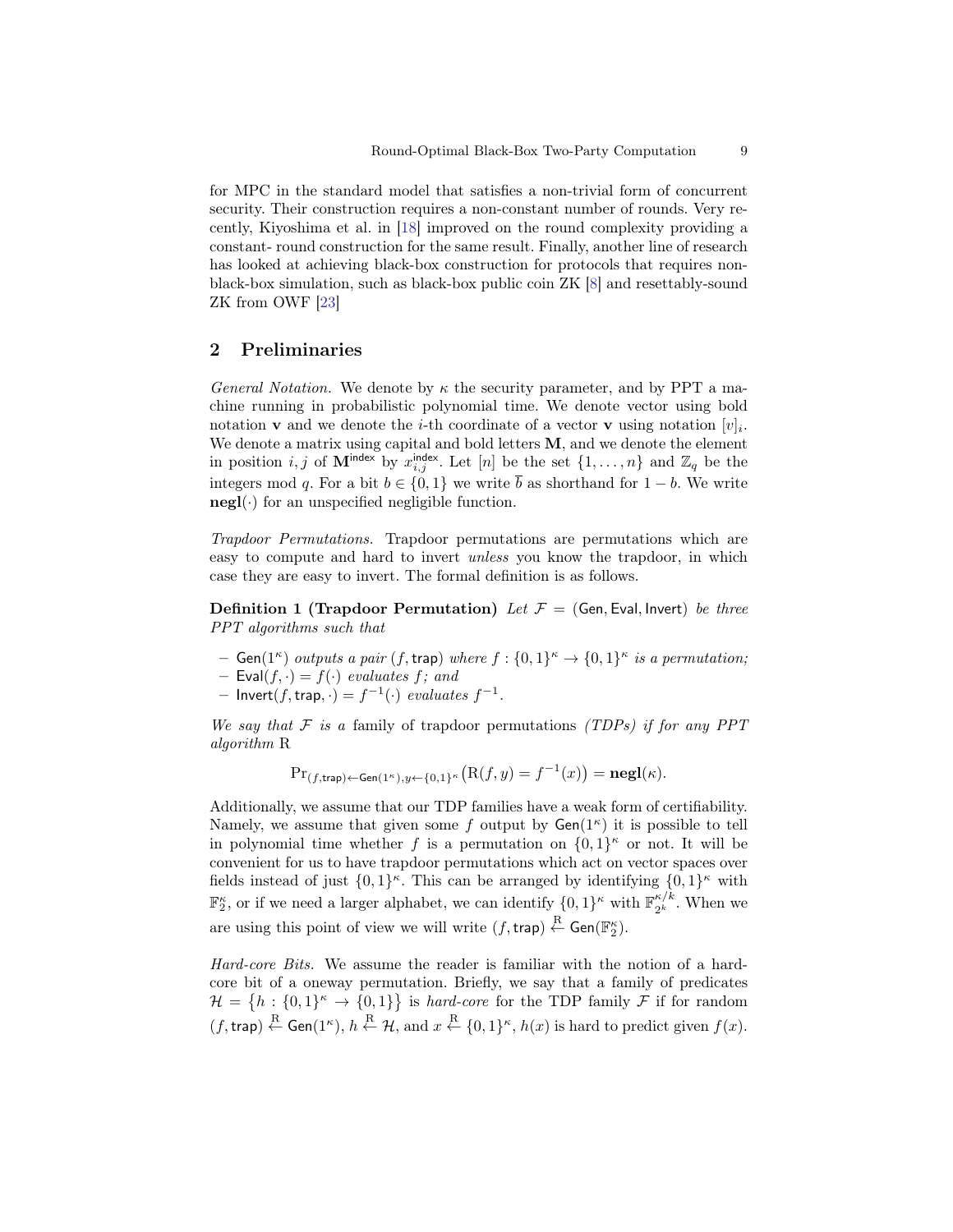for MPC in the standard model that satisfies a non-trivial form of concurrent security. Their construction requires a non-constant number of rounds. Very recently, Kiyoshima et al. in [18] improved on the round complexity providing a constant- round construction for the same result. Finally, another line of research has looked at achieving black-box construction for protocols that requires non-black-box simulation, such as black-box public coin ZK [8] and resettably-sound ZK from OWF [23]

## 2 Preliminaries

*General Notation.* We denote by $\kappa$ the security parameter, and by PPT a machine running in probabilistic polynomial time. We denote vector using bold notation $\mathbf{v}$ and we denote the $i$-th coordinate of a vector $\mathbf{v}$ using notation $[v]_i$. We denote a matrix using capital and bold letters $\mathbf{M}$, and we denote the element in position $i, j$ of $\mathbf{M}^{\mathsf{index}}$ by $x_{i,j}^{\mathsf{index}}$. Let $[n]$ be the set $\{1, \ldots, n\}$ and $\mathbb{Z}_q$ be the integers mod $q$. For a bit $b \in \{0,1\}$ we write $\overline{b}$ as shorthand for $1 - b$. We write $\mathbf{negl}(\cdot)$ for an unspecified negligible function.

*Trapdoor Permutations.* Trapdoor permutations are permutations which are easy to compute and hard to invert *unless* you know the trapdoor, in which case they are easy to invert. The formal definition is as follows.

**Definition 1 (Trapdoor Permutation)** *Let $\mathcal{F} = (\mathsf{Gen}, \mathsf{Eval}, \mathsf{Invert})$ be three PPT algorithms such that*

- $\mathsf{Gen}(1^\kappa)$ *outputs a pair $(f, \mathsf{trap})$ where $f : \{0,1\}^\kappa \to \{0,1\}^\kappa$ is a permutation;*
- $\mathsf{Eval}(f, \cdot) = f(\cdot)$ *evaluates $f$; and*
- $\mathsf{Invert}(f, \mathsf{trap}, \cdot) = f^{-1}(\cdot)$ *evaluates $f^{-1}$.*

*We say that $\mathcal{F}$ is a* family of trapdoor permutations *(TDPs) if for any PPT algorithm* R

$$\Pr_{(f,\mathsf{trap}) \leftarrow \mathsf{Gen}(1^\kappa), y \leftarrow \{0,1\}^\kappa}\big(\mathrm{R}(f, y) = f^{-1}(x)\big) = \mathbf{negl}(\kappa).$$

Additionally, we assume that our TDP families have a weak form of certifiability. Namely, we assume that given some $f$ output by $\mathsf{Gen}(1^\kappa)$ it is possible to tell in polynomial time whether $f$ is a permutation on $\{0,1\}^\kappa$ or not. It will be convenient for us to have trapdoor permutations which act on vector spaces over fields instead of just $\{0,1\}^\kappa$. This can be arranged by identifying $\{0,1\}^\kappa$ with $\mathbb{F}_2^\kappa$, or if we need a larger alphabet, we can identify $\{0,1\}^\kappa$ with $\mathbb{F}_{2^k}^{\kappa/k}$. When we are using this point of view we will write $(f, \mathsf{trap}) \stackrel{\mathrm{R}}{\leftarrow} \mathsf{Gen}(\mathbb{F}_2^\kappa)$.

*Hard-core Bits.* We assume the reader is familiar with the notion of a hard-core bit of a oneway permutation. Briefly, we say that a family of predicates $\mathcal{H} = \big\{h : \{0,1\}^\kappa \to \{0,1\}\big\}$ is *hard-core* for the TDP family $\mathcal{F}$ if for random $(f, \mathsf{trap}) \stackrel{\mathrm{R}}{\leftarrow} \mathsf{Gen}(1^\kappa)$, $h \stackrel{\mathrm{R}}{\leftarrow} \mathcal{H}$, and $x \stackrel{\mathrm{R}}{\leftarrow} \{0,1\}^\kappa$, $h(x)$ is hard to predict given $f(x)$.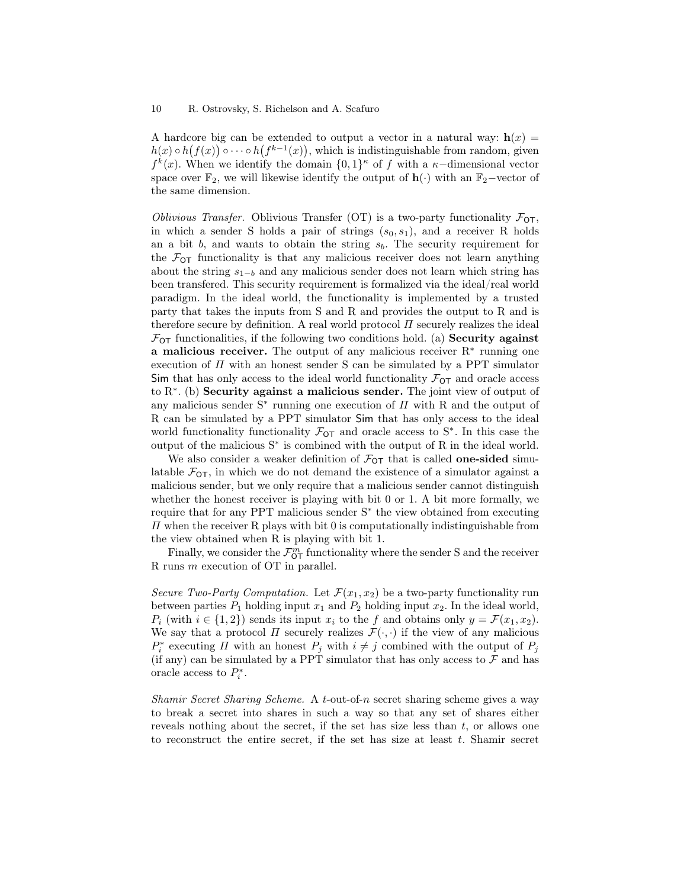A hardcore big can be extended to output a vector in a natural way: $\mathbf{h}(x) = h(x) \circ h\big(f(x)\big) \circ \cdots \circ h\big(f^{k-1}(x)\big)$, which is indistinguishable from random, given $f^k(x)$. When we identify the domain $\{0,1\}^\kappa$ of $f$ with a $\kappa-$dimensional vector space over $\mathbb{F}_2$, we will likewise identify the output of $\mathbf{h}(\cdot)$ with an $\mathbb{F}_2-$vector of the same dimension.

*Oblivious Transfer.* Oblivious Transfer (OT) is a two-party functionality $\mathcal{F}_{\mathsf{OT}}$, in which a sender S holds a pair of strings $(s_0, s_1)$, and a receiver R holds an a bit $b$, and wants to obtain the string $s_b$. The security requirement for the $\mathcal{F}_{\mathsf{OT}}$ functionality is that any malicious receiver does not learn anything about the string $s_{1-b}$ and any malicious sender does not learn which string has been transfered. This security requirement is formalized via the ideal/real world paradigm. In the ideal world, the functionality is implemented by a trusted party that takes the inputs from S and R and provides the output to R and is therefore secure by definition. A real world protocol $\Pi$ securely realizes the ideal $\mathcal{F}_{\mathsf{OT}}$ functionalities, if the following two conditions hold. (a) **Security against a malicious receiver.** The output of any malicious receiver $\mathrm{R}^*$ running one execution of $\Pi$ with an honest sender S can be simulated by a PPT simulator $\mathsf{Sim}$ that has only access to the ideal world functionality $\mathcal{F}_{\mathsf{OT}}$ and oracle access to $\mathrm{R}^*$. (b) **Security against a malicious sender.** The joint view of output of any malicious sender $\mathrm{S}^*$ running one execution of $\Pi$ with R and the output of R can be simulated by a PPT simulator $\mathsf{Sim}$ that has only access to the ideal world functionality functionality $\mathcal{F}_{\mathsf{OT}}$ and oracle access to $\mathrm{S}^*$. In this case the output of the malicious $\mathrm{S}^*$ is combined with the output of R in the ideal world.

We also consider a weaker definition of $\mathcal{F}_{\mathsf{OT}}$ that is called **one-sided** simulatable $\mathcal{F}_{\mathsf{OT}}$, in which we do not demand the existence of a simulator against a malicious sender, but we only require that a malicious sender cannot distinguish whether the honest receiver is playing with bit 0 or 1. A bit more formally, we require that for any PPT malicious sender $\mathrm{S}^*$ the view obtained from executing $\Pi$ when the receiver R plays with bit 0 is computationally indistinguishable from the view obtained when R is playing with bit 1.

Finally, we consider the $\mathcal{F}_{\mathsf{OT}}^m$ functionality where the sender S and the receiver R runs $m$ execution of OT in parallel.

*Secure Two-Party Computation.* Let $\mathcal{F}(x_1, x_2)$ be a two-party functionality run between parties $P_1$ holding input $x_1$ and $P_2$ holding input $x_2$. In the ideal world, $P_i$ (with $i \in \{1,2\}$) sends its input $x_i$ to the $f$ and obtains only $y = \mathcal{F}(x_1, x_2)$. We say that a protocol $\Pi$ securely realizes $\mathcal{F}(\cdot,\cdot)$ if the view of any malicious $P_i^*$ executing $\Pi$ with an honest $P_j$ with $i \neq j$ combined with the output of $P_j$ (if any) can be simulated by a PPT simulator that has only access to $\mathcal{F}$ and has oracle access to $P_i^*$.

*Shamir Secret Sharing Scheme.* A $t$-out-of-$n$ secret sharing scheme gives a way to break a secret into shares in such a way so that any set of shares either reveals nothing about the secret, if the set has size less than $t$, or allows one to reconstruct the entire secret, if the set has size at least $t$. Shamir secret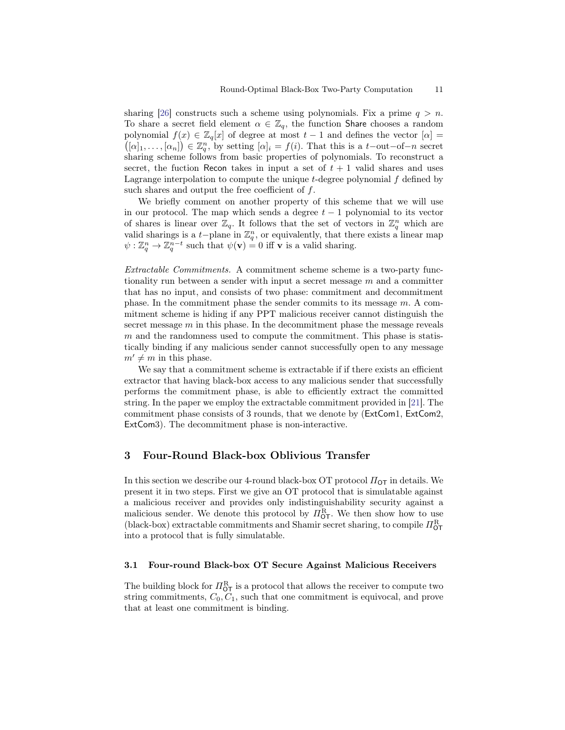sharing [26] constructs such a scheme using polynomials. Fix a prime $q > n$. To share a secret field element $\alpha \in \mathbb{Z}_q$, the function Share chooses a random polynomial $f(x) \in \mathbb{Z}_q[x]$ of degree at most $t-1$ and defines the vector $[\alpha] = \big([\alpha]_1, \ldots, [\alpha_n]\big) \in \mathbb{Z}_q^n$, by setting $[\alpha]_i = f(i)$. That this is a $t$−out−of−$n$ secret sharing scheme follows from basic properties of polynomials. To reconstruct a secret, the fuction Recon takes in input a set of $t+1$ valid shares and uses Lagrange interpolation to compute the unique $t$-degree polynomial $f$ defined by such shares and output the free coefficient of $f$.

We briefly comment on another property of this scheme that we will use in our protocol. The map which sends a degree $t-1$ polynomial to its vector of shares is linear over $\mathbb{Z}_q$. It follows that the set of vectors in $\mathbb{Z}_q^n$ which are valid sharings is a $t$−plane in $\mathbb{Z}_q^n$, or equivalently, that there exists a linear map $\psi : \mathbb{Z}_q^n \to \mathbb{Z}_q^{n-t}$ such that $\psi(\mathbf{v}) = 0$ iff $\mathbf{v}$ is a valid sharing.

*Extractable Commitments.* A commitment scheme scheme is a two-party functionality run between a sender with input a secret message $m$ and a committer that has no input, and consists of two phase: commitment and decommitment phase. In the commitment phase the sender commits to its message $m$. A commitment scheme is hiding if any PPT malicious receiver cannot distinguish the secret message $m$ in this phase. In the decommitment phase the message reveals $m$ and the randomness used to compute the commitment. This phase is statistically binding if any malicious sender cannot successfully open to any message $m' \neq m$ in this phase.

We say that a commitment scheme is extractable if if there exists an efficient extractor that having black-box access to any malicious sender that successfully performs the commitment phase, is able to efficiently extract the committed string. In the paper we employ the extractable commitment provided in [21]. The commitment phase consists of 3 rounds, that we denote by (ExtCom1, ExtCom2, ExtCom3). The decommitment phase is non-interactive.

## 3 Four-Round Black-box Oblivious Transfer

In this section we describe our 4-round black-box OT protocol $\Pi_{\mathsf{OT}}$ in details. We present it in two steps. First we give an OT protocol that is simulatable against a malicious receiver and provides only indistinguishability security against a malicious sender. We denote this protocol by $\Pi^{\mathrm{R}}_{\mathsf{OT}}$. We then show how to use (black-box) extractable commitments and Shamir secret sharing, to compile $\Pi^{\mathrm{R}}_{\mathsf{OT}}$ into a protocol that is fully simulatable.

### 3.1 Four-round Black-box OT Secure Against Malicious Receivers

The building block for $\Pi^{\mathrm{R}}_{\mathsf{OT}}$ is a protocol that allows the receiver to compute two string commitments, $C_0, C_1$, such that one commitment is equivocal, and prove that at least one commitment is binding.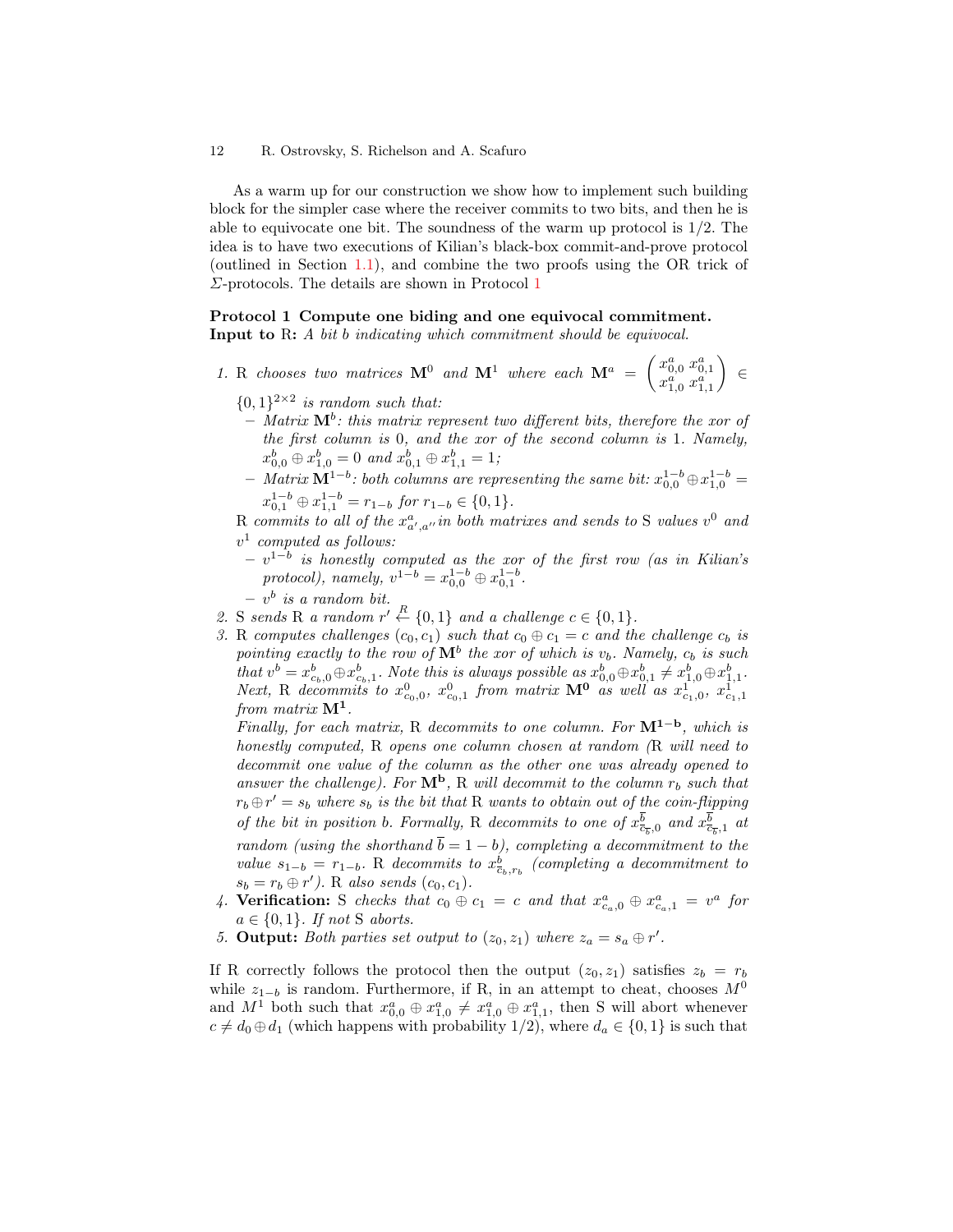As a warm up for our construction we show how to implement such building block for the simpler case where the receiver commits to two bits, and then he is able to equivocate one bit. The soundness of the warm up protocol is 1/2. The idea is to have two executions of Kilian's black-box commit-and-prove protocol (outlined in Section 1.1), and combine the two proofs using the OR trick of $\Sigma$-protocols. The details are shown in Protocol 1

**Protocol 1 Compute one biding and one equivocal commitment.**
**Input to** R**:** *A bit $b$ indicating which commitment should be equivocal.*

1. R *chooses two matrices $\mathbf{M}^0$ and $\mathbf{M}^1$ where each $\mathbf{M}^a = \begin{pmatrix} x^a_{0,0} & x^a_{0,1} \\ x^a_{1,0} & x^a_{1,1} \end{pmatrix} \in \{0,1\}^{2\times 2}$ is random such that:*
   - *Matrix $\mathbf{M}^b$: this matrix represent two different bits, therefore the xor of the first column is 0, and the xor of the second column is 1. Namely, $x^b_{0,0} \oplus x^b_{1,0} = 0$ and $x^b_{0,1} \oplus x^b_{1,1} = 1$;*
   - *Matrix $\mathbf{M}^{1-b}$: both columns are representing the same bit: $x^{1-b}_{0,0} \oplus x^{1-b}_{1,0} = x^{1-b}_{0,1} \oplus x^{1-b}_{1,1} = r_{1-b}$ for $r_{1-b} \in \{0,1\}$.*

   R *commits to all of the $x^a_{a',a''}$ in both matrixes and sends to* S *values $v^0$ and $v^1$ computed as follows:*
   - *$v^{1-b}$ is honestly computed as the xor of the first row (as in Kilian's protocol), namely, $v^{1-b} = x^{1-b}_{0,0} \oplus x^{1-b}_{0,1}$.*
   - *$v^b$ is a random bit.*
2. S *sends* R *a random $r' \overset{R}{\leftarrow} \{0,1\}$ and a challenge $c \in \{0,1\}$.*
3. R *computes challenges $(c_0, c_1)$ such that $c_0 \oplus c_1 = c$ and the challenge $c_b$ is pointing exactly to the row of $\mathbf{M}^b$ the xor of which is $v_b$. Namely, $c_b$ is such that $v^b = x^b_{c_b,0} \oplus x^b_{c_b,1}$. Note this is always possible as $x^b_{0,0} \oplus x^b_{0,1} \neq x^b_{1,0} \oplus x^b_{1,1}$. Next,* R *decommits to $x^0_{c_0,0}$, $x^0_{c_0,1}$ from matrix $\mathbf{M^0}$ as well as $x^1_{c_1,0}$, $x^1_{c_1,1}$ from matrix $\mathbf{M^1}$.*

   *Finally, for each matrix,* R *decommits to one column. For $\mathbf{M^{1-b}}$, which is honestly computed,* R *opens one column chosen at random (*R *will need to decommit one value of the column as the other one was already opened to answer the challenge). For $\mathbf{M^b}$,* R *will decommit to the column $r_b$ such that $r_b \oplus r' = s_b$ where $s_b$ is the bit that* R *wants to obtain out of the coin-flipping of the bit in position $b$. Formally,* R *decommits to one of $x^{\overline{b}}_{\overline{c_{\overline{b}}},0}$ and $x^{\overline{b}}_{\overline{c_{\overline{b}}},1}$ at random (using the shorthand $\overline{b} = 1-b$), completing a decommitment to the value $s_{1-b} = r_{1-b}$.* R *decommits to $x^b_{\overline{c_b},r_b}$ (completing a decommitment to $s_b = r_b \oplus r'$).* R *also sends $(c_0, c_1)$.*
4. **Verification:** S *checks that $c_0 \oplus c_1 = c$ and that $x^a_{c_a,0} \oplus x^a_{c_a,1} = v^a$ for $a \in \{0,1\}$. If not* S *aborts.*
5. **Output:** *Both parties set output to $(z_0, z_1)$ where $z_a = s_a \oplus r'$.*

If R correctly follows the protocol then the output $(z_0, z_1)$ satisfies $z_b = r_b$ while $z_{1-b}$ is random. Furthermore, if R, in an attempt to cheat, chooses $M^0$ and $M^1$ both such that $x^a_{0,0} \oplus x^a_{1,0} \neq x^a_{1,0} \oplus x^a_{1,1}$, then S will abort whenever $c \neq d_0 \oplus d_1$ (which happens with probability 1/2), where $d_a \in \{0,1\}$ is such that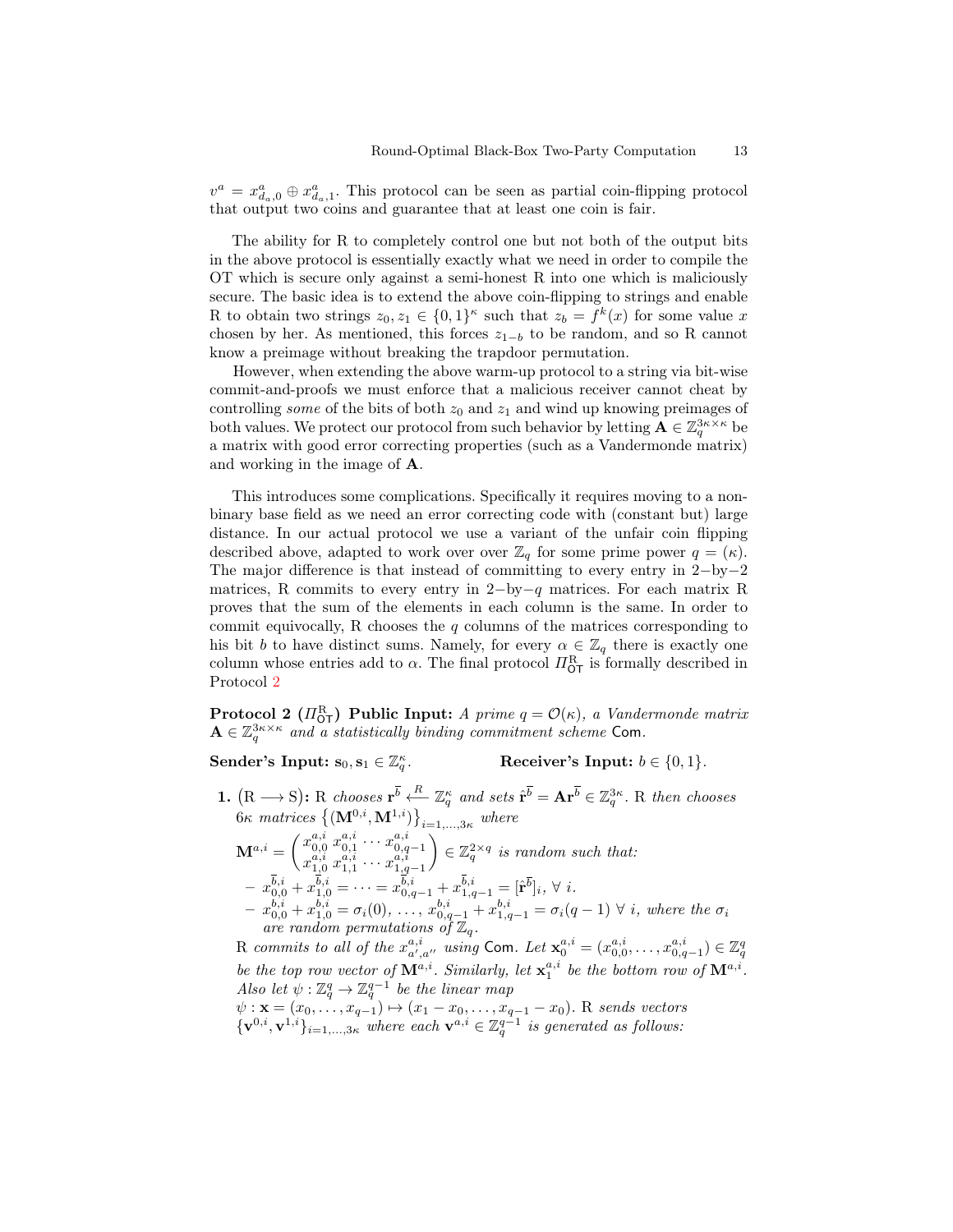$v^a = x^a_{d_a,0} \oplus x^a_{d_a,1}$. This protocol can be seen as partial coin-flipping protocol that output two coins and guarantee that at least one coin is fair.

The ability for R to completely control one but not both of the output bits in the above protocol is essentially exactly what we need in order to compile the OT which is secure only against a semi-honest R into one which is maliciously secure. The basic idea is to extend the above coin-flipping to strings and enable R to obtain two strings $z_0, z_1 \in \{0,1\}^\kappa$ such that $z_b = f^k(x)$ for some value $x$ chosen by her. As mentioned, this forces $z_{1-b}$ to be random, and so R cannot know a preimage without breaking the trapdoor permutation.

However, when extending the above warm-up protocol to a string via bit-wise commit-and-proofs we must enforce that a malicious receiver cannot cheat by controlling *some* of the bits of both $z_0$ and $z_1$ and wind up knowing preimages of both values. We protect our protocol from such behavior by letting $\mathbf{A} \in \mathbb{Z}_q^{3\kappa \times \kappa}$ be a matrix with good error correcting properties (such as a Vandermonde matrix) and working in the image of $\mathbf{A}$.

This introduces some complications. Specifically it requires moving to a non-binary base field as we need an error correcting code with (constant but) large distance. In our actual protocol we use a variant of the unfair coin flipping described above, adapted to work over over $\mathbb{Z}_q$ for some prime power $q = (\kappa)$. The major difference is that instead of committing to every entry in 2−by−2 matrices, R commits to every entry in 2−by−$q$ matrices. For each matrix R proves that the sum of the elements in each column is the same. In order to commit equivocally, R chooses the $q$ columns of the matrices corresponding to his bit $b$ to have distinct sums. Namely, for every $\alpha \in \mathbb{Z}_q$ there is exactly one column whose entries add to $\alpha$. The final protocol $\Pi^{\mathrm{R}}_{\mathsf{OT}}$ is formally described in Protocol 2

**Protocol 2 ($\Pi^{\mathrm{R}}_{\mathsf{OT}}$) Public Input:** *A prime $q = \mathcal{O}(\kappa)$, a Vandermonde matrix $\mathbf{A} \in \mathbb{Z}_q^{3\kappa \times \kappa}$ and a statistically binding commitment scheme* $\mathsf{Com}$.

**Sender's Input:** $\mathbf{s}_0, \mathbf{s}_1 \in \mathbb{Z}_q^\kappa$. **Receiver's Input:** $b \in \{0,1\}$.

1. **$(\mathrm{R} \longrightarrow \mathrm{S})$:** R *chooses* $\mathbf{r}^{\bar{b}} \xleftarrow{R} \mathbb{Z}_q^\kappa$ *and sets* $\hat{\mathbf{r}}^{\bar{b}} = \mathbf{A}\mathbf{r}^{\bar{b}} \in \mathbb{Z}_q^{3\kappa}$. R *then chooses* $6\kappa$ *matrices* $\left\{(\mathbf{M}^{0,i}, \mathbf{M}^{1,i})\right\}_{i=1,\ldots,3\kappa}$ *where*
   $\mathbf{M}^{a,i} = \begin{pmatrix} x^{a,i}_{0,0} & x^{a,i}_{0,1} & \cdots & x^{a,i}_{0,q-1} \\ x^{a,i}_{1,0} & x^{a,i}_{1,1} & \cdots & x^{a,i}_{1,q-1} \end{pmatrix} \in \mathbb{Z}_q^{2\times q}$ *is random such that:*
   - $x^{\bar{b},i}_{0,0} + x^{\bar{b},i}_{1,0} = \cdots = x^{\bar{b},i}_{0,q-1} + x^{\bar{b},i}_{1,q-1} = [\hat{\mathbf{r}}^{\bar{b}}]_i, \ \forall\ i.$
   - $x^{b,i}_{0,0} + x^{b,i}_{1,0} = \sigma_i(0), \ \ldots, \ x^{b,i}_{0,q-1} + x^{b,i}_{1,q-1} = \sigma_i(q-1) \ \forall\ i$, *where the* $\sigma_i$ *are random permutations of* $\mathbb{Z}_q$.

   R *commits to all of the* $x^{a,i}_{a',a''}$ *using* $\mathsf{Com}$. *Let* $\mathbf{x}^{a,i}_0 = (x^{a,i}_{0,0}, \ldots, x^{a,i}_{0,q-1}) \in \mathbb{Z}_q^q$ *be the top row vector of* $\mathbf{M}^{a,i}$. *Similarly, let* $\mathbf{x}^{a,i}_1$ *be the bottom row of* $\mathbf{M}^{a,i}$. *Also let* $\psi : \mathbb{Z}_q^q \to \mathbb{Z}_q^{q-1}$ *be the linear map* $\psi : \mathbf{x} = (x_0, \ldots, x_{q-1}) \mapsto (x_1 - x_0, \ldots, x_{q-1} - x_0)$. R *sends vectors* $\{\mathbf{v}^{0,i}, \mathbf{v}^{1,i}\}_{i=1,\ldots,3\kappa}$ *where each* $\mathbf{v}^{a,i} \in \mathbb{Z}_q^{q-1}$ *is generated as follows:*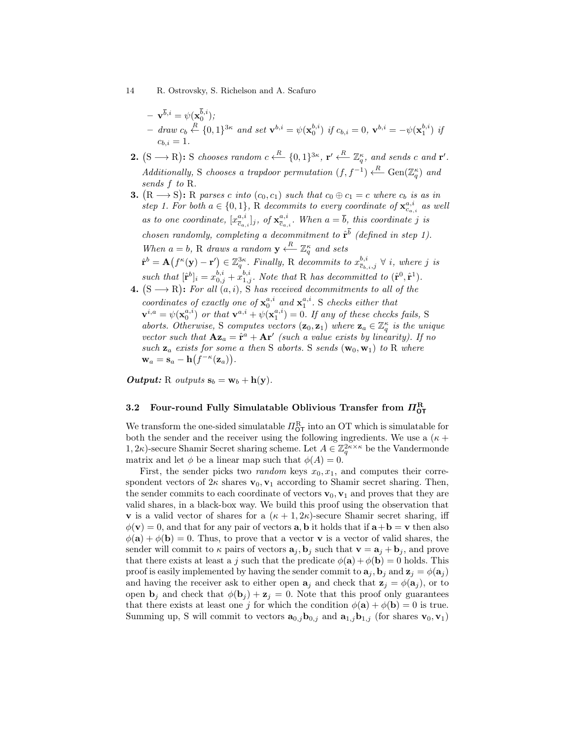- $\mathbf{v}^{\overline{b},i} = \psi(\mathbf{x}_0^{\overline{b},i})$;
  - *draw* $c_b \overset{R}{\leftarrow} \{0,1\}^{3\kappa}$ *and set* $\mathbf{v}^{b,i} = \psi(\mathbf{x}_0^{b,i})$ *if* $c_{b,i} = 0$, $\mathbf{v}^{b,i} = -\psi(\mathbf{x}_1^{b,i})$ *if* $c_{b,i} = 1$.

**2.** $(\mathrm{S} \longrightarrow \mathrm{R})$**:** S *chooses random* $c \overset{R}{\longleftarrow} \{0,1\}^{3\kappa}$, $\mathbf{r}' \overset{R}{\longleftarrow} \mathbb{Z}_q^{\kappa}$, *and sends* $c$ *and* $\mathbf{r}'$. *Additionally,* S *chooses a trapdoor permutation* $(f, f^{-1}) \overset{R}{\longleftarrow} \mathrm{Gen}(\mathbb{Z}_q^{\kappa})$ *and sends* $f$ *to* R.

**3.** $(\mathrm{R} \longrightarrow \mathrm{S})$**:** R *parses* $c$ *into* $(c_0, c_1)$ *such that* $c_0 \oplus c_1 = c$ *where* $c_b$ *is as in step 1. For both* $a \in \{0,1\}$, R *decommits to every coordinate of* $\mathbf{x}_{c_{a,i}}^{a,i}$ *as well as to one coordinate,* $[x_{\overline{c}_{a,i}}^{a,i}]_j$, *of* $\mathbf{x}_{\overline{c}_{a,i}}^{a,i}$. *When* $a = \overline{b}$, *this coordinate* $j$ *is chosen randomly, completing a decommitment to* $\hat{\mathbf{r}}^{\overline{b}}$ *(defined in step 1). When* $a = b$, R *draws a random* $\mathbf{y} \overset{R}{\longleftarrow} \mathbb{Z}_q^{\kappa}$ *and sets* $\hat{\mathbf{r}}^b = \mathbf{A}\big(f^{\kappa}(\mathbf{y}) - \mathbf{r}'\big) \in \mathbb{Z}_q^{3\kappa}$. *Finally,* R *decommits to* $x_{\overline{c}_{b,i},j}^{b,i}$ $\forall\ i$, *where* $j$ *is such that* $[\hat{\mathbf{r}}^b]_i = x_{0,j}^{b,i} + x_{1,j}^{b,i}$. *Note that* R *has decommitted to* $(\hat{\mathbf{r}}^0, \hat{\mathbf{r}}^1)$.

**4.** $(\mathrm{S} \longrightarrow \mathrm{R})$**:** *For all* $(a,i)$, S *has received decommitments to all of the coordinates of exactly one of* $\mathbf{x}_0^{a,i}$ *and* $\mathbf{x}_1^{a,i}$. S *checks either that* $\mathbf{v}^{i,a} = \psi(\mathbf{x}_0^{a,i})$ *or that* $\mathbf{v}^{a,i} + \psi(\mathbf{x}_1^{a,i}) = 0$. *If any of these checks fails,* S *aborts. Otherwise,* S *computes vectors* $(\mathbf{z}_0, \mathbf{z}_1)$ *where* $\mathbf{z}_a \in \mathbb{Z}_q^{\kappa}$ *is the unique vector such that* $\mathbf{A}\mathbf{z}_a = \hat{\mathbf{r}}^a + \mathbf{A}\mathbf{r}'$ *(such a value exists by linearity). If no such* $\mathbf{z}_a$ *exists for some* $a$ *then* S *aborts.* S *sends* $(\mathbf{w}_0, \mathbf{w}_1)$ *to* R *where* $\mathbf{w}_a = \mathbf{s}_a - \mathbf{h}\big(f^{-\kappa}(\mathbf{z}_a)\big)$.

***Output:*** R *outputs* $\mathbf{s}_b = \mathbf{w}_b + \mathbf{h}(\mathbf{y})$.

### 3.2 Four-round Fully Simulatable Oblivious Transfer from $\Pi_{\mathsf{OT}}^{\mathsf{R}}$

We transform the one-sided simulatable $\Pi_{\mathsf{OT}}^{\mathrm{R}}$ into an OT which is simulatable for both the sender and the receiver using the following ingredients. We use a $(\kappa + 1, 2\kappa)$-secure Shamir Secret sharing scheme. Let $A \in \mathbb{Z}_q^{2\kappa \times \kappa}$ be the Vandermonde matrix and let $\phi$ be a linear map such that $\phi(A) = 0$.

First, the sender picks two *random* keys $x_0, x_1$, and computes their correspondent vectors of $2\kappa$ shares $\mathbf{v}_0, \mathbf{v}_1$ according to Shamir secret sharing. Then, the sender commits to each coordinate of vectors $\mathbf{v}_0, \mathbf{v}_1$ and proves that they are valid shares, in a black-box way. We build this proof using the observation that $\mathbf{v}$ is a valid vector of shares for a $(\kappa + 1, 2\kappa)$-secure Shamir secret sharing, iff $\phi(\mathbf{v}) = 0$, and that for any pair of vectors $\mathbf{a}, \mathbf{b}$ it holds that if $\mathbf{a}+\mathbf{b} = \mathbf{v}$ then also $\phi(\mathbf{a}) + \phi(\mathbf{b}) = 0$. Thus, to prove that a vector $\mathbf{v}$ is a vector of valid shares, the sender will commit to $\kappa$ pairs of vectors $\mathbf{a}_j, \mathbf{b}_j$ such that $\mathbf{v} = \mathbf{a}_j + \mathbf{b}_j$, and prove that there exists at least a $j$ such that the predicate $\phi(\mathbf{a}) + \phi(\mathbf{b}) = 0$ holds. This proof is easily implemented by having the sender commit to $\mathbf{a}_j, \mathbf{b}_j$ and $\mathbf{z}_j = \phi(\mathbf{a}_j)$ and having the receiver ask to either open $\mathbf{a}_j$ and check that $\mathbf{z}_j = \phi(\mathbf{a}_j)$, or to open $\mathbf{b}_j$ and check that $\phi(\mathbf{b}_j) + \mathbf{z}_j = 0$. Note that this proof only guarantees that there exists at least one $j$ for which the condition $\phi(\mathbf{a}) + \phi(\mathbf{b}) = 0$ is true. Summing up, S will commit to vectors $\mathbf{a}_{0,j}\mathbf{b}_{0,j}$ and $\mathbf{a}_{1,j}\mathbf{b}_{1,j}$ (for shares $\mathbf{v}_0, \mathbf{v}_1$)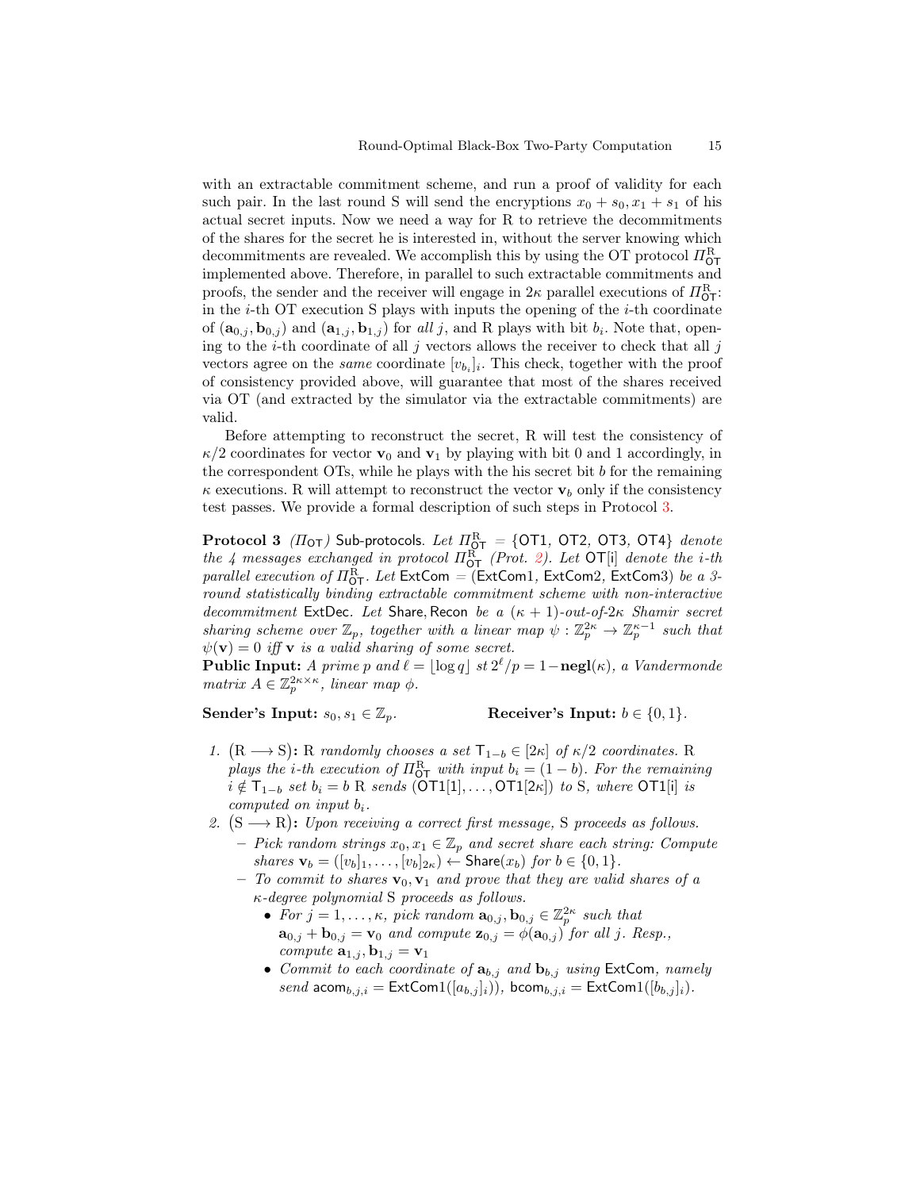with an extractable commitment scheme, and run a proof of validity for each such pair. In the last round S will send the encryptions $x_0 + s_0, x_1 + s_1$ of his actual secret inputs. Now we need a way for R to retrieve the decommitments of the shares for the secret he is interested in, without the server knowing which decommitments are revealed. We accomplish this by using the OT protocol $\Pi^{\mathrm{R}}_{\mathsf{OT}}$ implemented above. Therefore, in parallel to such extractable commitments and proofs, the sender and the receiver will engage in $2\kappa$ parallel executions of $\Pi^{\mathrm{R}}_{\mathsf{OT}}$: in the $i$-th OT execution S plays with inputs the opening of the $i$-th coordinate of $(\mathbf{a}_{0,j}, \mathbf{b}_{0,j})$ and $(\mathbf{a}_{1,j}, \mathbf{b}_{1,j})$ for *all* $j$, and R plays with bit $b_i$. Note that, opening to the $i$-th coordinate of all $j$ vectors allows the receiver to check that all $j$ vectors agree on the *same* coordinate $[v_{b_i}]_i$. This check, together with the proof of consistency provided above, will guarantee that most of the shares received via OT (and extracted by the simulator via the extractable commitments) are valid.

Before attempting to reconstruct the secret, R will test the consistency of $\kappa/2$ coordinates for vector $\mathbf{v}_0$ and $\mathbf{v}_1$ by playing with bit 0 and 1 accordingly, in the correspondent OTs, while he plays with the his secret bit $b$ for the remaining $\kappa$ executions. R will attempt to reconstruct the vector $\mathbf{v}_b$ only if the consistency test passes. We provide a formal description of such steps in Protocol 3.

**Protocol 3** *($\Pi_{\mathsf{OT}}$)* Sub-protocols. *Let $\Pi^{\mathrm{R}}_{\mathsf{OT}} = \{\mathsf{OT1}, \mathsf{OT2}, \mathsf{OT3}, \mathsf{OT4}\}$ denote the 4 messages exchanged in protocol $\Pi^{\mathrm{R}}_{\mathsf{OT}}$ (Prot. 2). Let $\mathsf{OT}[\mathsf{i}]$ denote the $i$-th parallel execution of $\Pi^{\mathrm{R}}_{\mathsf{OT}}$. Let $\mathsf{ExtCom} = (\mathsf{ExtCom1}, \mathsf{ExtCom2}, \mathsf{ExtCom3})$ be a 3-round statistically binding extractable commitment scheme with non-interactive decommitment $\mathsf{ExtDec}$. Let $\mathsf{Share}, \mathsf{Recon}$ be a $(\kappa+1)$-out-of-$2\kappa$ Shamir secret sharing scheme over $\mathbb{Z}_p$, together with a linear map $\psi : \mathbb{Z}_p^{2\kappa} \to \mathbb{Z}_p^{\kappa-1}$ such that $\psi(\mathbf{v}) = 0$ iff $\mathbf{v}$ is a valid sharing of some secret.*

**Public Input:** *A prime $p$ and $\ell = \lfloor \log q \rfloor$ st $2^\ell/p = 1 - \mathbf{negl}(\kappa)$, a Vandermonde matrix $A \in \mathbb{Z}_p^{2\kappa \times \kappa}$, linear map $\phi$.*

**Sender's Input:** $s_0, s_1 \in \mathbb{Z}_p$. **Receiver's Input:** $b \in \{0, 1\}$.

1. $(\mathrm{R} \longrightarrow \mathrm{S})$**:** *R randomly chooses a set $\mathsf{T}_{1-b} \in [2\kappa]$ of $\kappa/2$ coordinates. R plays the $i$-th execution of $\Pi^{\mathrm{R}}_{\mathsf{OT}}$ with input $b_i = (1-b)$. For the remaining $i \notin \mathsf{T}_{1-b}$ set $b_i = b$ R sends $(\mathsf{OT1}[1], \ldots, \mathsf{OT1}[2\kappa])$ to S, where $\mathsf{OT1}[\mathsf{i}]$ is computed on input $b_i$.*
2. $(\mathrm{S} \longrightarrow \mathrm{R})$**:** *Upon receiving a correct first message, S proceeds as follows.*
   - *Pick random strings $x_0, x_1 \in \mathbb{Z}_p$ and secret share each string: Compute shares $\mathbf{v}_b = ([v_b]_1, \ldots, [v_b]_{2\kappa}) \leftarrow \mathsf{Share}(x_b)$ for $b \in \{0, 1\}$.*
   - *To commit to shares $\mathbf{v}_0, \mathbf{v}_1$ and prove that they are valid shares of a $\kappa$-degree polynomial S proceeds as follows.*
     - *For $j = 1, \ldots, \kappa$, pick random $\mathbf{a}_{0,j}, \mathbf{b}_{0,j} \in \mathbb{Z}_p^{2\kappa}$ such that $\mathbf{a}_{0,j} + \mathbf{b}_{0,j} = \mathbf{v}_0$ and compute $\mathbf{z}_{0,j} = \phi(\mathbf{a}_{0,j})$ for all $j$. Resp., compute $\mathbf{a}_{1,j}, \mathbf{b}_{1,j} = \mathbf{v}_1$*
     - *Commit to each coordinate of $\mathbf{a}_{b,j}$ and $\mathbf{b}_{b,j}$ using $\mathsf{ExtCom}$, namely send $\mathsf{acom}_{b,j,i} = \mathsf{ExtCom1}([a_{b,j}]_i))$, $\mathsf{bcom}_{b,j,i} = \mathsf{ExtCom1}([b_{b,j}]_i)$.*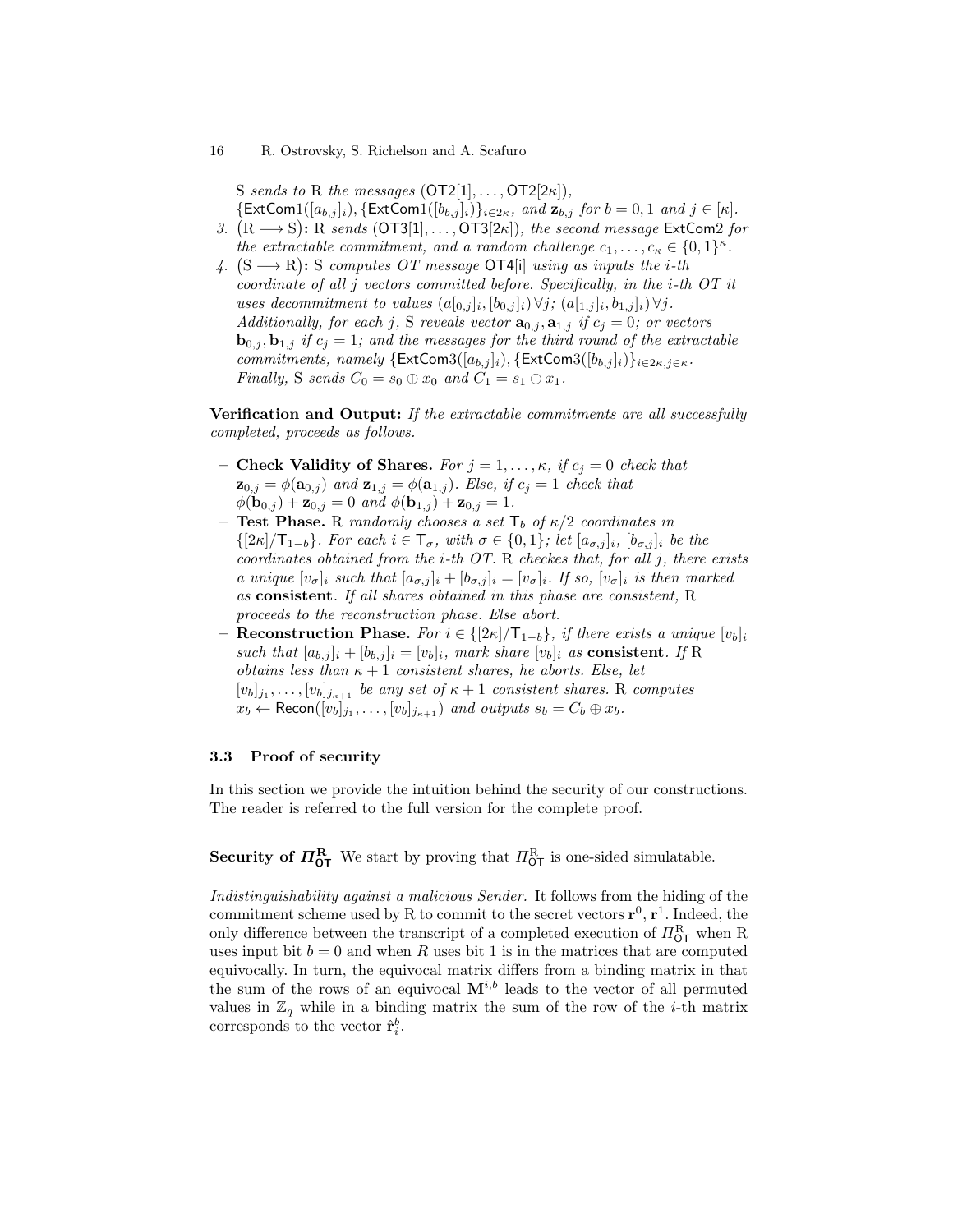S *sends to* R *the messages* $(\mathsf{OT2}[1], \ldots, \mathsf{OT2}[2\kappa])$, $\{\mathsf{ExtCom1}([a_{b,j}]_i), \{\mathsf{ExtCom1}([b_{b,j}]_i)\}_{i \in 2\kappa}$, *and* $\mathbf{z}_{b,j}$ *for* $b = 0, 1$ *and* $j \in [\kappa]$.

3. $(\mathrm{R} \longrightarrow \mathrm{S})$**:** R *sends* $(\mathsf{OT3}[1], \ldots, \mathsf{OT3}[2\kappa])$, *the second message* $\mathsf{ExtCom2}$ *for the extractable commitment, and a random challenge* $c_1, \ldots, c_\kappa \in \{0, 1\}^\kappa$.
4. $(\mathrm{S} \longrightarrow \mathrm{R})$**:** S *computes OT message* $\mathsf{OT4[i]}$ *using as inputs the i-th coordinate of all j vectors committed before. Specifically, in the i-th OT it uses decommitment to values* $(a_{[0,j]}]_i, [b_{0,j}]_i)\,\forall j$; $(a_{[1,j]}]_i, b_{1,j}]_i)\,\forall j$. *Additionally, for each j,* S *reveals vector* $\mathbf{a}_{0,j}, \mathbf{a}_{1,j}$ *if* $c_j = 0$; *or vectors* $\mathbf{b}_{0,j}, \mathbf{b}_{1,j}$ *if* $c_j = 1$; *and the messages for the third round of the extractable commitments, namely* $\{\mathsf{ExtCom3}([a_{b,j}]_i), \{\mathsf{ExtCom3}([b_{b,j}]_i)\}_{i \in 2\kappa, j \in \kappa}$. *Finally,* S *sends* $C_0 = s_0 \oplus x_0$ *and* $C_1 = s_1 \oplus x_1$.

**Verification and Output:** *If the extractable commitments are all successfully completed, proceeds as follows.*

- **Check Validity of Shares.** *For* $j = 1, \ldots, \kappa$, *if* $c_j = 0$ *check that* $\mathbf{z}_{0,j} = \phi(\mathbf{a}_{0,j})$ *and* $\mathbf{z}_{1,j} = \phi(\mathbf{a}_{1,j})$. *Else, if* $c_j = 1$ *check that* $\phi(\mathbf{b}_{0,j}) + \mathbf{z}_{0,j} = 0$ *and* $\phi(\mathbf{b}_{1,j}) + \mathbf{z}_{0,j} = 1$.
- **Test Phase.** R *randomly chooses a set* $\mathsf{T}_b$ *of* $\kappa/2$ *coordinates in* $\{[2\kappa]/\mathsf{T}_{1-b}\}$. *For each* $i \in \mathsf{T}_\sigma$, *with* $\sigma \in \{0, 1\}$; *let* $[a_{\sigma,j}]_i$, $[b_{\sigma,j}]_i$ *be the coordinates obtained from the i-th OT.* R *checks that, for all j, there exists a unique* $[v_\sigma]_i$ *such that* $[a_{\sigma,j}]_i + [b_{\sigma,j}]_i = [v_\sigma]_i$. *If so,* $[v_\sigma]_i$ *is then marked as* **consistent**. *If all shares obtained in this phase are consistent,* R *proceeds to the reconstruction phase. Else abort.*
- **Reconstruction Phase.** *For* $i \in \{[2\kappa]/\mathsf{T}_{1-b}\}$, *if there exists a unique* $[v_b]_i$ *such that* $[a_{b,j}]_i + [b_{b,j}]_i = [v_b]_i$, *mark share* $[v_b]_i$ *as* **consistent**. *If* R *obtains less than* $\kappa + 1$ *consistent shares, he aborts. Else, let* $[v_b]_{j_1}, \ldots, [v_b]_{j_{\kappa+1}}$ *be any set of* $\kappa + 1$ *consistent shares.* R *computes* $x_b \leftarrow \mathsf{Recon}([v_b]_{j_1}, \ldots, [v_b]_{j_{\kappa+1}})$ *and outputs* $s_b = C_b \oplus x_b$.

### 3.3 Proof of security

In this section we provide the intuition behind the security of our constructions. The reader is referred to the full version for the complete proof.

**Security of $\Pi^{\mathrm{R}}_{\mathsf{OT}}$** We start by proving that $\Pi^{\mathrm{R}}_{\mathsf{OT}}$ is one-sided simulatable.

*Indistinguishability against a malicious Sender.* It follows from the hiding of the commitment scheme used by R to commit to the secret vectors $\mathbf{r}^0, \mathbf{r}^1$. Indeed, the only difference between the transcript of a completed execution of $\Pi^{\mathrm{R}}_{\mathsf{OT}}$ when R uses input bit $b = 0$ and when $R$ uses bit 1 is in the matrices that are computed equivocally. In turn, the equivocal matrix differs from a binding matrix in that the sum of the rows of an equivocal $\mathbf{M}^{i,b}$ leads to the vector of all permuted values in $\mathbb{Z}_q$ while in a binding matrix the sum of the row of the $i$-th matrix corresponds to the vector $\hat{\mathbf{r}}^b_i$.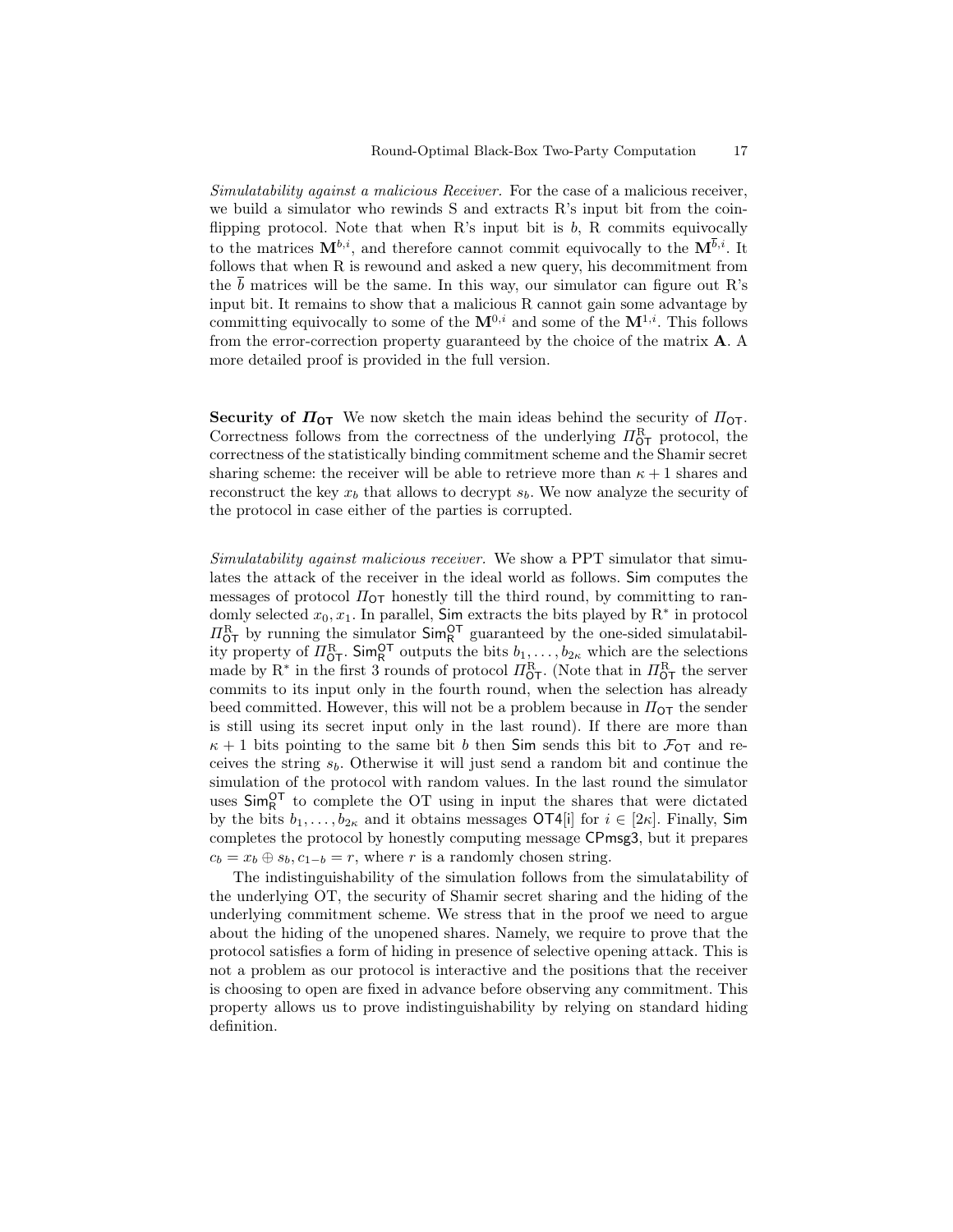*Simulatability against a malicious Receiver.* For the case of a malicious receiver, we build a simulator who rewinds S and extracts R's input bit from the coin-flipping protocol. Note that when R's input bit is $b$, R commits equivocally to the matrices $\mathbf{M}^{b,i}$, and therefore cannot commit equivocally to the $\mathbf{M}^{\bar{b},i}$. It follows that when R is rewound and asked a new query, his decommitment from the $\bar{b}$ matrices will be the same. In this way, our simulator can figure out R's input bit. It remains to show that a malicious R cannot gain some advantage by committing equivocally to some of the $\mathbf{M}^{0,i}$ and some of the $\mathbf{M}^{1,i}$. This follows from the error-correction property guaranteed by the choice of the matrix $\mathbf{A}$. A more detailed proof is provided in the full version.

**Security of $\Pi_{\mathsf{OT}}$** We now sketch the main ideas behind the security of $\Pi_{\mathsf{OT}}$. Correctness follows from the correctness of the underlying $\Pi_{\mathsf{OT}}^{\mathrm{R}}$ protocol, the correctness of the statistically binding commitment scheme and the Shamir secret sharing scheme: the receiver will be able to retrieve more than $\kappa + 1$ shares and reconstruct the key $x_b$ that allows to decrypt $s_b$. We now analyze the security of the protocol in case either of the parties is corrupted.

*Simulatability against malicious receiver.* We show a PPT simulator that simulates the attack of the receiver in the ideal world as follows. $\mathsf{Sim}$ computes the messages of protocol $\Pi_{\mathsf{OT}}$ honestly till the third round, by committing to randomly selected $x_0, x_1$. In parallel, $\mathsf{Sim}$ extracts the bits played by $\mathrm{R}^*$ in protocol $\Pi_{\mathsf{OT}}^{\mathrm{R}}$ by running the simulator $\mathsf{Sim}_{\mathrm{R}}^{\mathsf{OT}}$ guaranteed by the one-sided simulatability property of $\Pi_{\mathsf{OT}}^{\mathrm{R}}$. $\mathsf{Sim}_{\mathrm{R}}^{\mathsf{OT}}$ outputs the bits $b_1, \ldots, b_{2\kappa}$ which are the selections made by $\mathrm{R}^*$ in the first 3 rounds of protocol $\Pi_{\mathsf{OT}}^{\mathrm{R}}$. (Note that in $\Pi_{\mathsf{OT}}^{\mathrm{R}}$ the server commits to its input only in the fourth round, when the selection has already beed committed. However, this will not be a problem because in $\Pi_{\mathsf{OT}}$ the sender is still using its secret input only in the last round). If there are more than $\kappa + 1$ bits pointing to the same bit $b$ then $\mathsf{Sim}$ sends this bit to $\mathcal{F}_{\mathsf{OT}}$ and receives the string $s_b$. Otherwise it will just send a random bit and continue the simulation of the protocol with random values. In the last round the simulator uses $\mathsf{Sim}_{\mathrm{R}}^{\mathsf{OT}}$ to complete the OT using in input the shares that were dictated by the bits $b_1, \ldots, b_{2\kappa}$ and it obtains messages $\mathsf{OT4[i]}$ for $i \in [2\kappa]$. Finally, $\mathsf{Sim}$ completes the protocol by honestly computing message $\mathsf{CPmsg3}$, but it prepares $c_b = x_b \oplus s_b, c_{1-b} = r$, where $r$ is a randomly chosen string.

The indistinguishability of the simulation follows from the simulatability of the underlying OT, the security of Shamir secret sharing and the hiding of the underlying commitment scheme. We stress that in the proof we need to argue about the hiding of the unopened shares. Namely, we require to prove that the protocol satisfies a form of hiding in presence of selective opening attack. This is not a problem as our protocol is interactive and the positions that the receiver is choosing to open are fixed in advance before observing any commitment. This property allows us to prove indistinguishability by relying on standard hiding definition.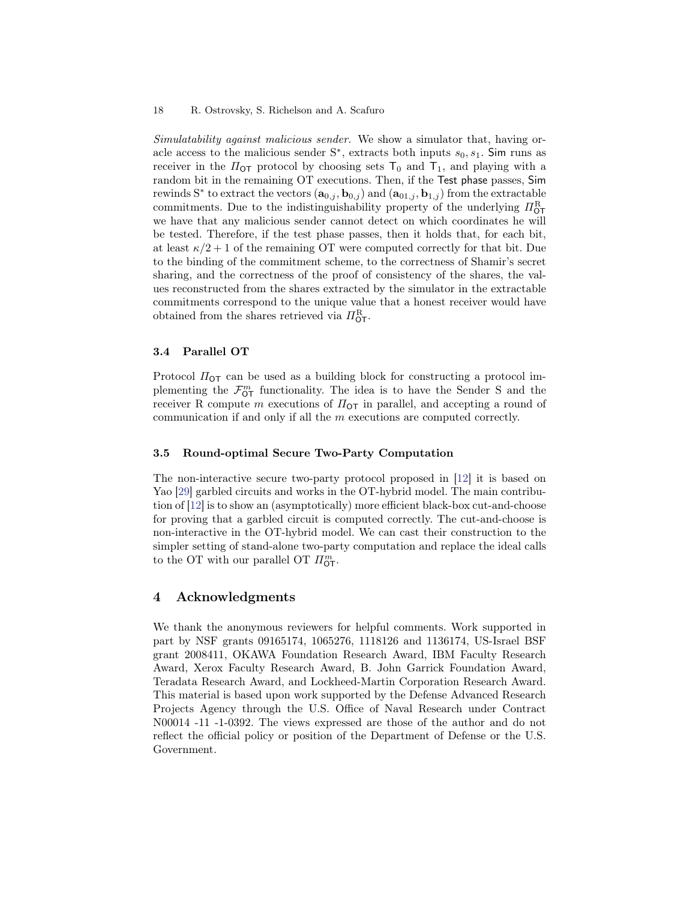*Simulatability against malicious sender.* We show a simulator that, having oracle access to the malicious sender $\mathrm{S}^*$, extracts both inputs $s_0, s_1$. $\mathsf{Sim}$ runs as receiver in the $\Pi_{\mathsf{OT}}$ protocol by choosing sets $\mathsf{T}_0$ and $\mathsf{T}_1$, and playing with a random bit in the remaining OT executions. Then, if the $\mathsf{Test\ phase}$ passes, $\mathsf{Sim}$ rewinds $\mathrm{S}^*$ to extract the vectors $(\mathbf{a}_{0,j}, \mathbf{b}_{0,j})$ and $(\mathbf{a}_{01,j}, \mathbf{b}_{1,j})$ from the extractable commitments. Due to the indistinguishability property of the underlying $\Pi^{\mathrm{R}}_{\mathsf{OT}}$ we have that any malicious sender cannot detect on which coordinates he will be tested. Therefore, if the test phase passes, then it holds that, for each bit, at least $\kappa/2+1$ of the remaining OT were computed correctly for that bit. Due to the binding of the commitment scheme, to the correctness of Shamir's secret sharing, and the correctness of the proof of consistency of the shares, the values reconstructed from the shares extracted by the simulator in the extractable commitments correspond to the unique value that a honest receiver would have obtained from the shares retrieved via $\Pi^{\mathrm{R}}_{\mathsf{OT}}$.

### 3.4 Parallel OT

Protocol $\Pi_{\mathsf{OT}}$ can be used as a building block for constructing a protocol implementing the $\mathcal{F}^m_{\mathsf{OT}}$ functionality. The idea is to have the Sender S and the receiver R compute $m$ executions of $\Pi_{\mathsf{OT}}$ in parallel, and accepting a round of communication if and only if all the $m$ executions are computed correctly.

### 3.5 Round-optimal Secure Two-Party Computation

The non-interactive secure two-party protocol proposed in [12] it is based on Yao [29] garbled circuits and works in the OT-hybrid model. The main contribution of [12] is to show an (asymptotically) more efficient black-box cut-and-choose for proving that a garbled circuit is computed correctly. The cut-and-choose is non-interactive in the OT-hybrid model. We can cast their construction to the simpler setting of stand-alone two-party computation and replace the ideal calls to the OT with our parallel OT $\Pi^m_{\mathsf{OT}}$.

## 4 Acknowledgments

We thank the anonymous reviewers for helpful comments. Work supported in part by NSF grants 09165174, 1065276, 1118126 and 1136174, US-Israel BSF grant 2008411, OKAWA Foundation Research Award, IBM Faculty Research Award, Xerox Faculty Research Award, B. John Garrick Foundation Award, Teradata Research Award, and Lockheed-Martin Corporation Research Award. This material is based upon work supported by the Defense Advanced Research Projects Agency through the U.S. Office of Naval Research under Contract N00014 -11 -1-0392. The views expressed are those of the author and do not reflect the official policy or position of the Department of Defense or the U.S. Government.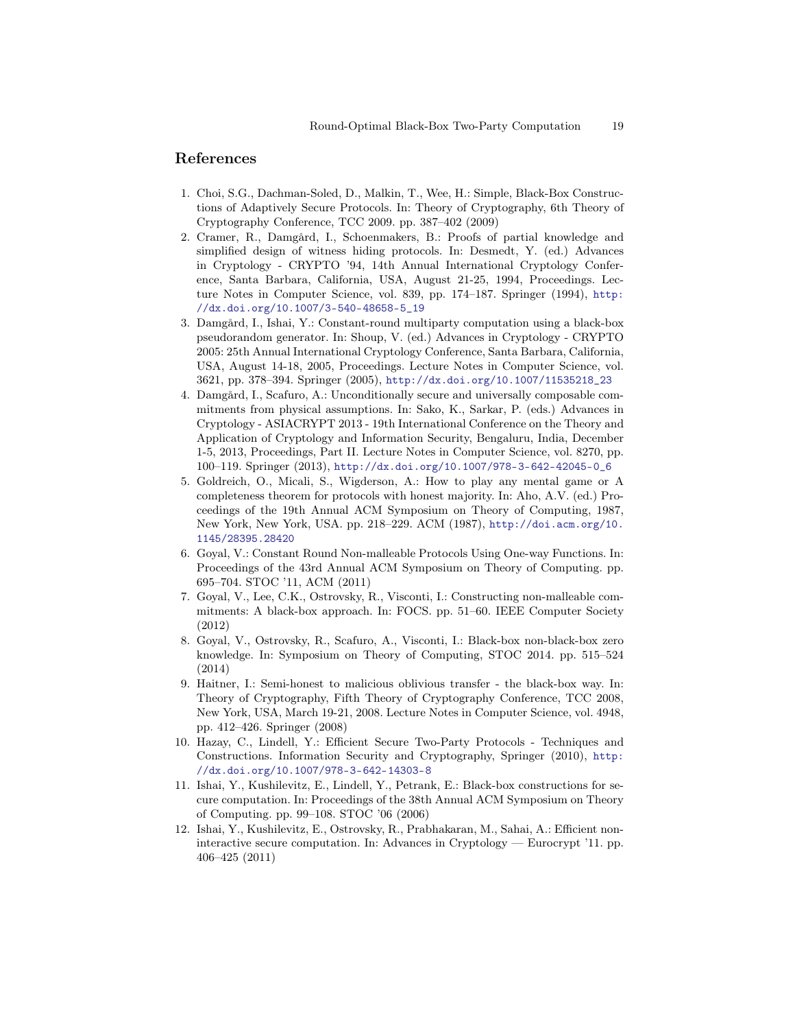## References

1. Choi, S.G., Dachman-Soled, D., Malkin, T., Wee, H.: Simple, Black-Box Constructions of Adaptively Secure Protocols. In: Theory of Cryptography, 6th Theory of Cryptography Conference, TCC 2009. pp. 387–402 (2009)
2. Cramer, R., Damgård, I., Schoenmakers, B.: Proofs of partial knowledge and simplified design of witness hiding protocols. In: Desmedt, Y. (ed.) Advances in Cryptology - CRYPTO '94, 14th Annual International Cryptology Conference, Santa Barbara, California, USA, August 21-25, 1994, Proceedings. Lecture Notes in Computer Science, vol. 839, pp. 174–187. Springer (1994), http://dx.doi.org/10.1007/3-540-48658-5_19
3. Damgård, I., Ishai, Y.: Constant-round multiparty computation using a black-box pseudorandom generator. In: Shoup, V. (ed.) Advances in Cryptology - CRYPTO 2005: 25th Annual International Cryptology Conference, Santa Barbara, California, USA, August 14-18, 2005, Proceedings. Lecture Notes in Computer Science, vol. 3621, pp. 378–394. Springer (2005), http://dx.doi.org/10.1007/11535218_23
4. Damgård, I., Scafuro, A.: Unconditionally secure and universally composable commitments from physical assumptions. In: Sako, K., Sarkar, P. (eds.) Advances in Cryptology - ASIACRYPT 2013 - 19th International Conference on the Theory and Application of Cryptology and Information Security, Bengaluru, India, December 1-5, 2013, Proceedings, Part II. Lecture Notes in Computer Science, vol. 8270, pp. 100–119. Springer (2013), http://dx.doi.org/10.1007/978-3-642-42045-0_6
5. Goldreich, O., Micali, S., Wigderson, A.: How to play any mental game or A completeness theorem for protocols with honest majority. In: Aho, A.V. (ed.) Proceedings of the 19th Annual ACM Symposium on Theory of Computing, 1987, New York, New York, USA. pp. 218–229. ACM (1987), http://doi.acm.org/10.1145/28395.28420
6. Goyal, V.: Constant Round Non-malleable Protocols Using One-way Functions. In: Proceedings of the 43rd Annual ACM Symposium on Theory of Computing. pp. 695–704. STOC '11, ACM (2011)
7. Goyal, V., Lee, C.K., Ostrovsky, R., Visconti, I.: Constructing non-malleable commitments: A black-box approach. In: FOCS. pp. 51–60. IEEE Computer Society (2012)
8. Goyal, V., Ostrovsky, R., Scafuro, A., Visconti, I.: Black-box non-black-box zero knowledge. In: Symposium on Theory of Computing, STOC 2014. pp. 515–524 (2014)
9. Haitner, I.: Semi-honest to malicious oblivious transfer - the black-box way. In: Theory of Cryptography, Fifth Theory of Cryptography Conference, TCC 2008, New York, USA, March 19-21, 2008. Lecture Notes in Computer Science, vol. 4948, pp. 412–426. Springer (2008)
10. Hazay, C., Lindell, Y.: Efficient Secure Two-Party Protocols - Techniques and Constructions. Information Security and Cryptography, Springer (2010), http://dx.doi.org/10.1007/978-3-642-14303-8
11. Ishai, Y., Kushilevitz, E., Lindell, Y., Petrank, E.: Black-box constructions for secure computation. In: Proceedings of the 38th Annual ACM Symposium on Theory of Computing. pp. 99–108. STOC '06 (2006)
12. Ishai, Y., Kushilevitz, E., Ostrovsky, R., Prabhakaran, M., Sahai, A.: Efficient non-interactive secure computation. In: Advances in Cryptology — Eurocrypt '11. pp. 406–425 (2011)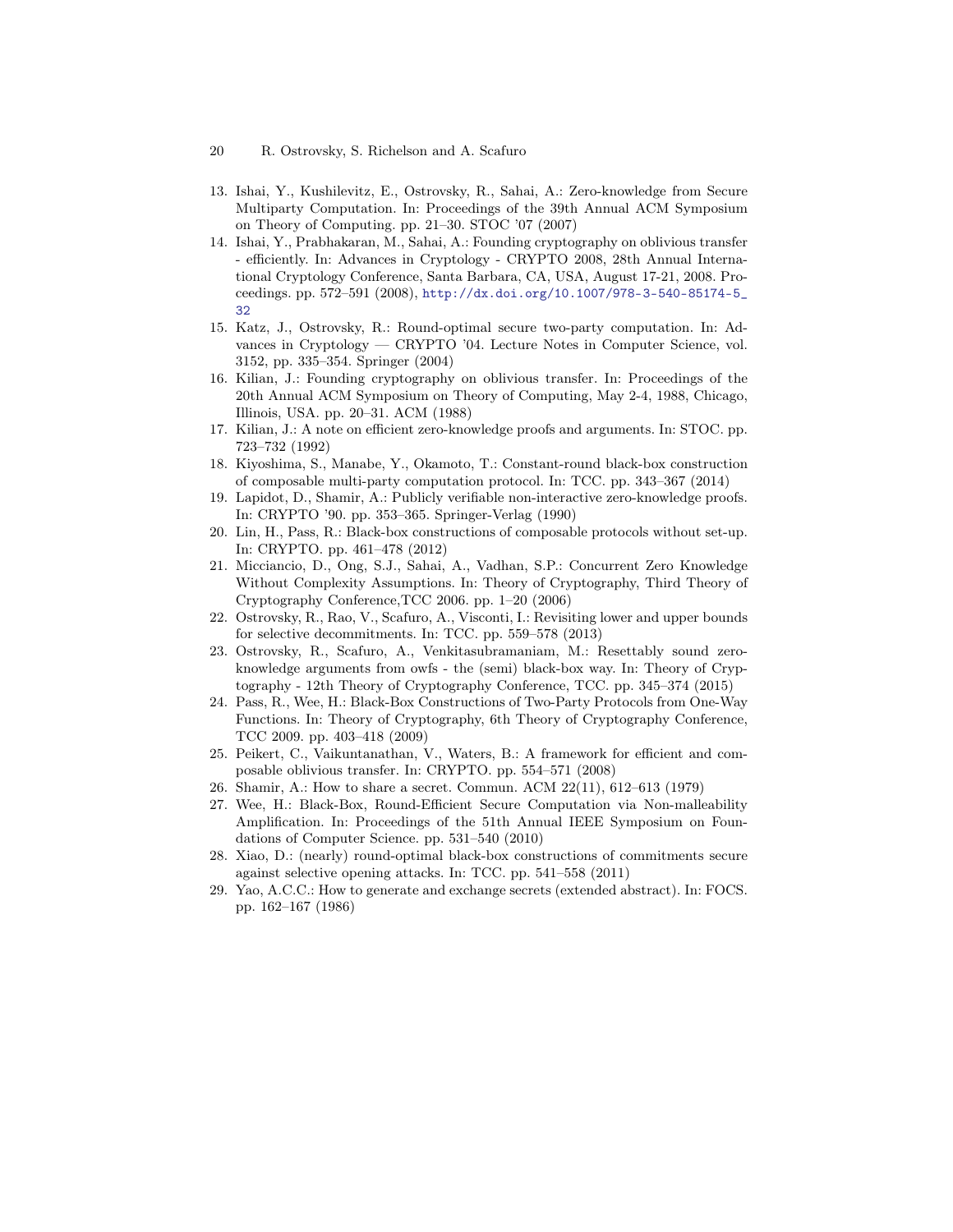13. Ishai, Y., Kushilevitz, E., Ostrovsky, R., Sahai, A.: Zero-knowledge from Secure Multiparty Computation. In: Proceedings of the 39th Annual ACM Symposium on Theory of Computing. pp. 21–30. STOC '07 (2007)
14. Ishai, Y., Prabhakaran, M., Sahai, A.: Founding cryptography on oblivious transfer - efficiently. In: Advances in Cryptology - CRYPTO 2008, 28th Annual International Cryptology Conference, Santa Barbara, CA, USA, August 17-21, 2008. Proceedings. pp. 572–591 (2008), http://dx.doi.org/10.1007/978-3-540-85174-5_32
15. Katz, J., Ostrovsky, R.: Round-optimal secure two-party computation. In: Advances in Cryptology — CRYPTO '04. Lecture Notes in Computer Science, vol. 3152, pp. 335–354. Springer (2004)
16. Kilian, J.: Founding cryptography on oblivious transfer. In: Proceedings of the 20th Annual ACM Symposium on Theory of Computing, May 2-4, 1988, Chicago, Illinois, USA. pp. 20–31. ACM (1988)
17. Kilian, J.: A note on efficient zero-knowledge proofs and arguments. In: STOC. pp. 723–732 (1992)
18. Kiyoshima, S., Manabe, Y., Okamoto, T.: Constant-round black-box construction of composable multi-party computation protocol. In: TCC. pp. 343–367 (2014)
19. Lapidot, D., Shamir, A.: Publicly verifiable non-interactive zero-knowledge proofs. In: CRYPTO '90. pp. 353–365. Springer-Verlag (1990)
20. Lin, H., Pass, R.: Black-box constructions of composable protocols without set-up. In: CRYPTO. pp. 461–478 (2012)
21. Micciancio, D., Ong, S.J., Sahai, A., Vadhan, S.P.: Concurrent Zero Knowledge Without Complexity Assumptions. In: Theory of Cryptography, Third Theory of Cryptography Conference,TCC 2006. pp. 1–20 (2006)
22. Ostrovsky, R., Rao, V., Scafuro, A., Visconti, I.: Revisiting lower and upper bounds for selective decommitments. In: TCC. pp. 559–578 (2013)
23. Ostrovsky, R., Scafuro, A., Venkitasubramaniam, M.: Resettably sound zero-knowledge arguments from owfs - the (semi) black-box way. In: Theory of Cryptography - 12th Theory of Cryptography Conference, TCC. pp. 345–374 (2015)
24. Pass, R., Wee, H.: Black-Box Constructions of Two-Party Protocols from One-Way Functions. In: Theory of Cryptography, 6th Theory of Cryptography Conference, TCC 2009. pp. 403–418 (2009)
25. Peikert, C., Vaikuntanathan, V., Waters, B.: A framework for efficient and composable oblivious transfer. In: CRYPTO. pp. 554–571 (2008)
26. Shamir, A.: How to share a secret. Commun. ACM 22(11), 612–613 (1979)
27. Wee, H.: Black-Box, Round-Efficient Secure Computation via Non-malleability Amplification. In: Proceedings of the 51th Annual IEEE Symposium on Foundations of Computer Science. pp. 531–540 (2010)
28. Xiao, D.: (nearly) round-optimal black-box constructions of commitments secure against selective opening attacks. In: TCC. pp. 541–558 (2011)
29. Yao, A.C.C.: How to generate and exchange secrets (extended abstract). In: FOCS. pp. 162–167 (1986)